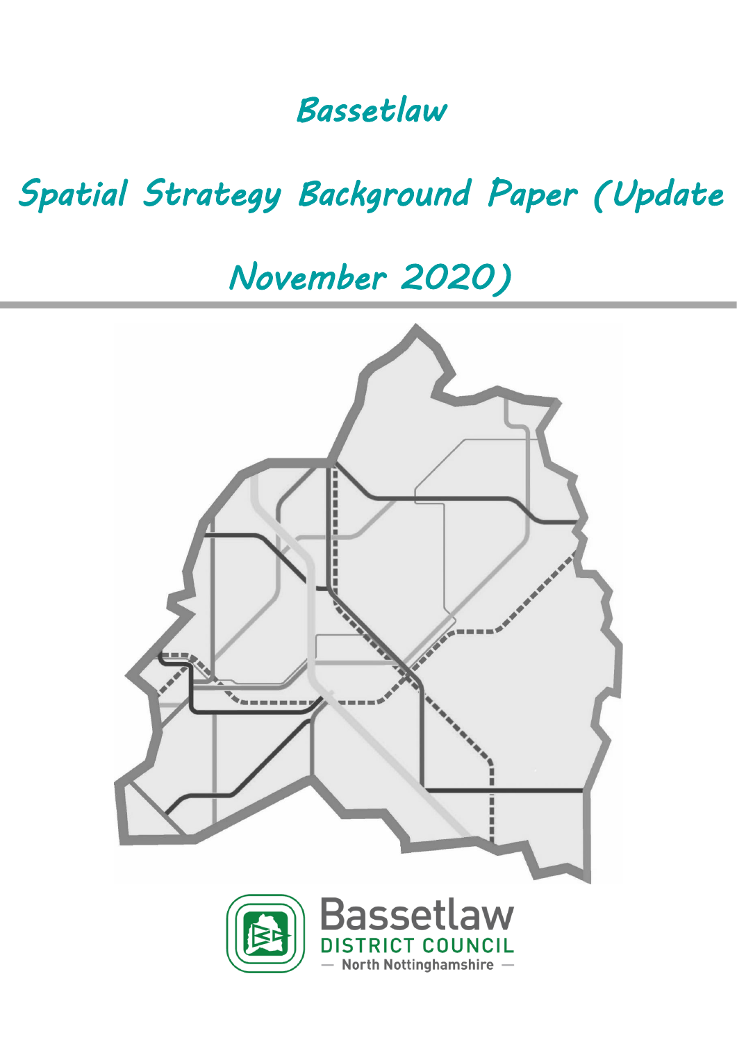# Bassetlaw

# Spatial Strategy Background Paper (Update November 2020)

Bassetlaw

DISTRICT COUNCIL

— North Nottinghamshire —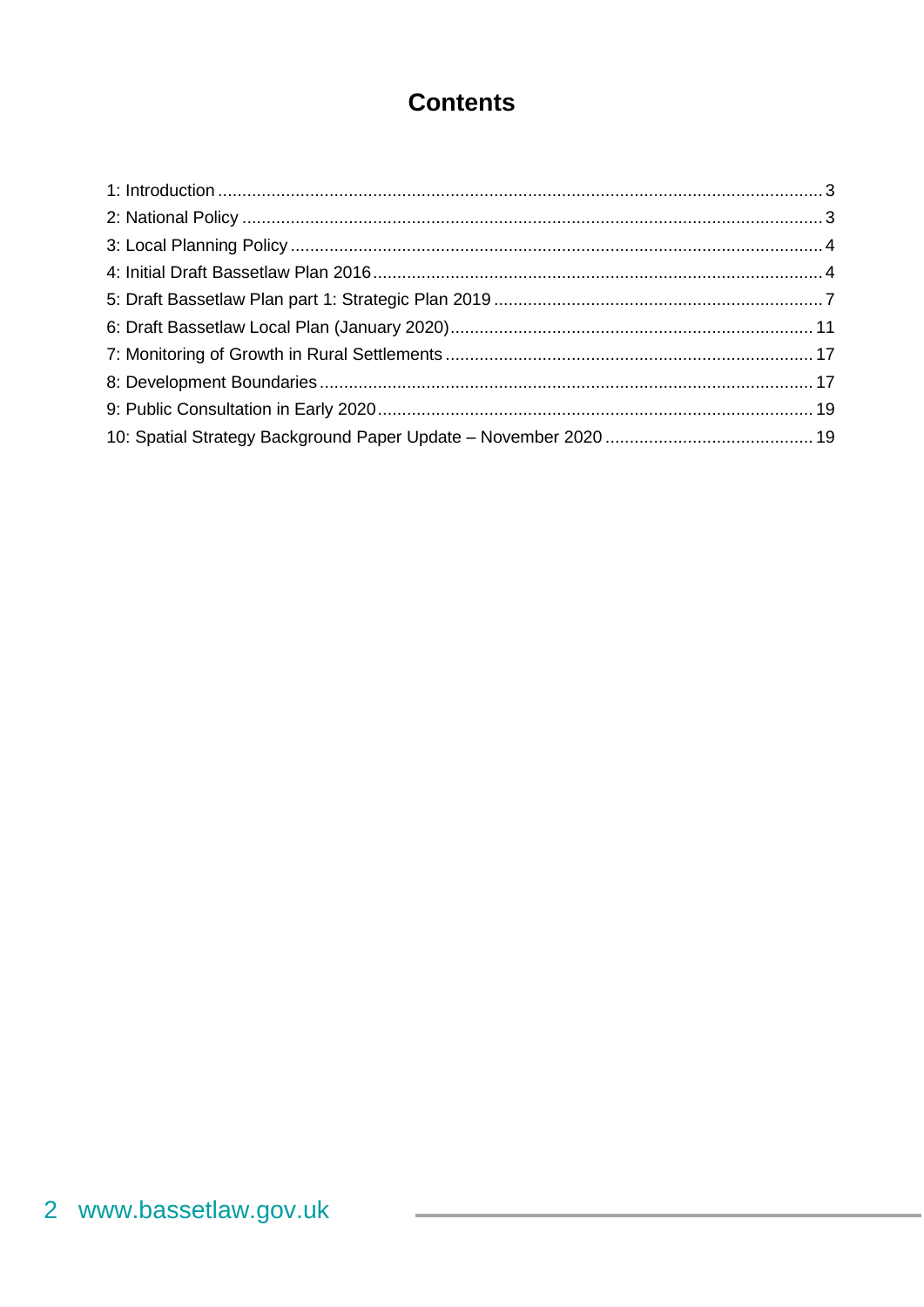# Contents

1: Introduction ... 3
2: National Policy ... 3
3: Local Planning Policy ... 4
4: Initial Draft Bassetlaw Plan 2016 ... 4
5: Draft Bassetlaw Plan part 1: Strategic Plan 2019 ... 7
6: Draft Bassetlaw Local Plan (January 2020) ... 11
7: Monitoring of Growth in Rural Settlements ... 17
8: Development Boundaries ... 17
9: Public Consultation in Early 2020 ... 19
10: Spatial Strategy Background Paper Update – November 2020 ... 19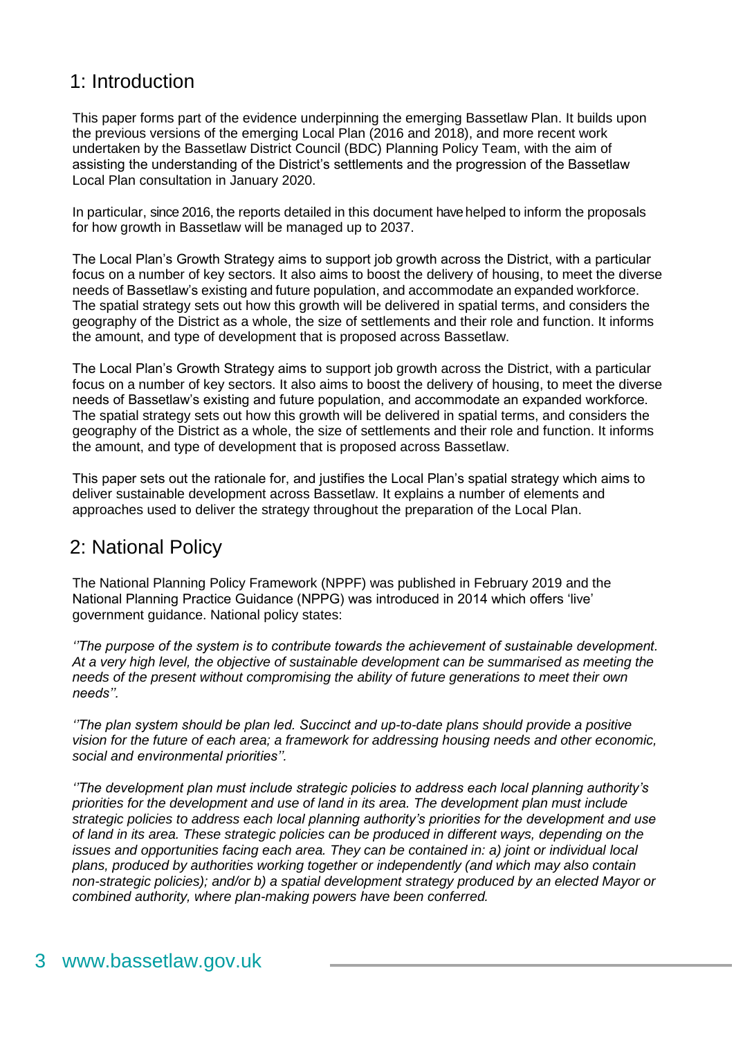## 1: Introduction

This paper forms part of the evidence underpinning the emerging Bassetlaw Plan. It builds upon the previous versions of the emerging Local Plan (2016 and 2018), and more recent work undertaken by the Bassetlaw District Council (BDC) Planning Policy Team, with the aim of assisting the understanding of the District's settlements and the progression of the Bassetlaw Local Plan consultation in January 2020.

In particular, since 2016, the reports detailed in this document have helped to inform the proposals for how growth in Bassetlaw will be managed up to 2037.

The Local Plan's Growth Strategy aims to support job growth across the District, with a particular focus on a number of key sectors. It also aims to boost the delivery of housing, to meet the diverse needs of Bassetlaw's existing and future population, and accommodate an expanded workforce. The spatial strategy sets out how this growth will be delivered in spatial terms, and considers the geography of the District as a whole, the size of settlements and their role and function. It informs the amount, and type of development that is proposed across Bassetlaw.

The Local Plan's Growth Strategy aims to support job growth across the District, with a particular focus on a number of key sectors. It also aims to boost the delivery of housing, to meet the diverse needs of Bassetlaw's existing and future population, and accommodate an expanded workforce. The spatial strategy sets out how this growth will be delivered in spatial terms, and considers the geography of the District as a whole, the size of settlements and their role and function. It informs the amount, and type of development that is proposed across Bassetlaw.

This paper sets out the rationale for, and justifies the Local Plan's spatial strategy which aims to deliver sustainable development across Bassetlaw. It explains a number of elements and approaches used to deliver the strategy throughout the preparation of the Local Plan.

## 2: National Policy

The National Planning Policy Framework (NPPF) was published in February 2019 and the National Planning Practice Guidance (NPPG) was introduced in 2014 which offers 'live' government guidance. National policy states:

*''The purpose of the system is to contribute towards the achievement of sustainable development. At a very high level, the objective of sustainable development can be summarised as meeting the needs of the present without compromising the ability of future generations to meet their own needs''.*

*''The plan system should be plan led. Succinct and up-to-date plans should provide a positive vision for the future of each area; a framework for addressing housing needs and other economic, social and environmental priorities''.*

*''The development plan must include strategic policies to address each local planning authority's priorities for the development and use of land in its area. The development plan must include strategic policies to address each local planning authority's priorities for the development and use of land in its area. These strategic policies can be produced in different ways, depending on the issues and opportunities facing each area. They can be contained in: a) joint or individual local plans, produced by authorities working together or independently (and which may also contain non-strategic policies); and/or b) a spatial development strategy produced by an elected Mayor or combined authority, where plan-making powers have been conferred.*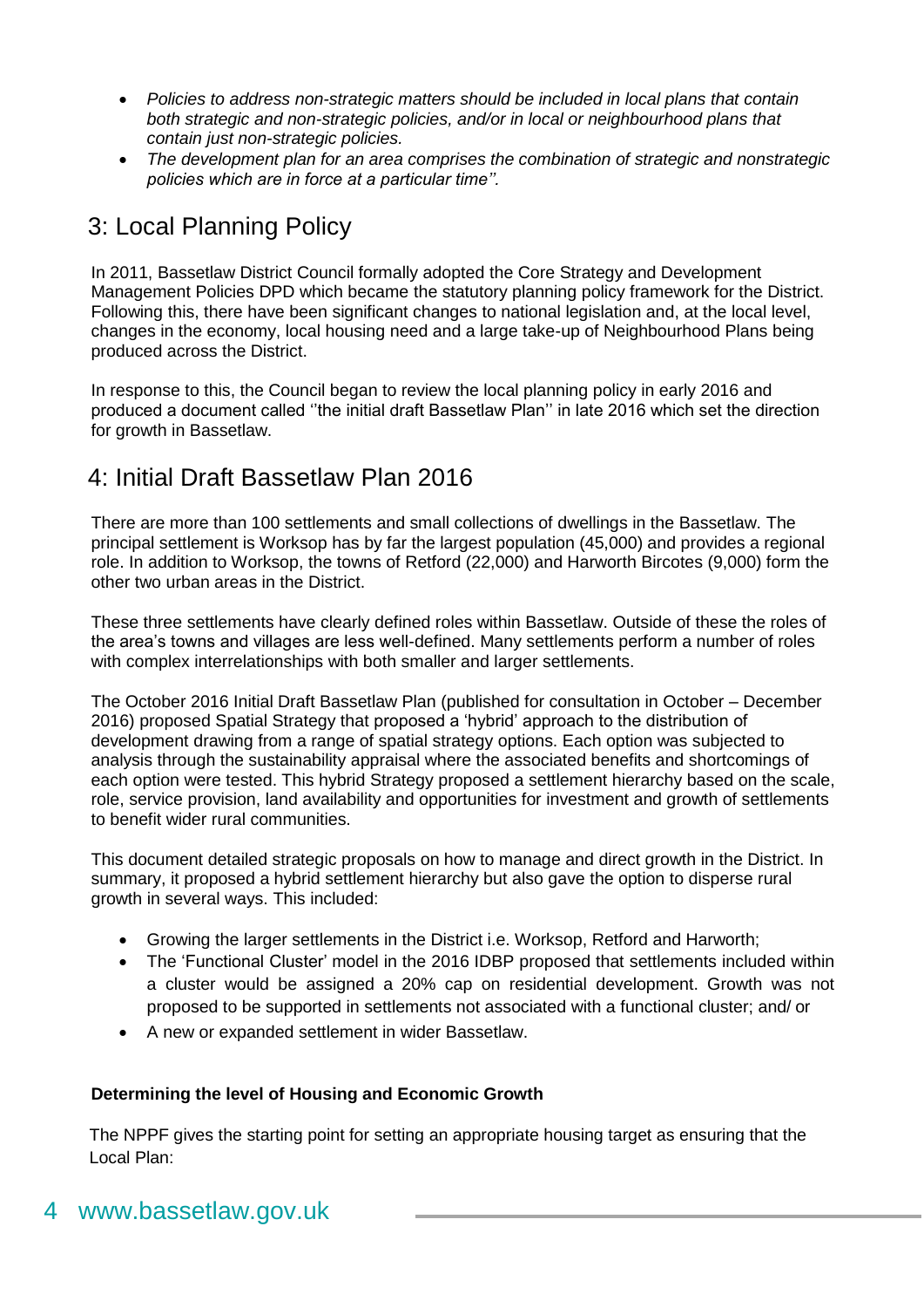- *Policies to address non-strategic matters should be included in local plans that contain both strategic and non-strategic policies, and/or in local or neighbourhood plans that contain just non-strategic policies.*
- *The development plan for an area comprises the combination of strategic and nonstrategic policies which are in force at a particular time''.*

## 3: Local Planning Policy

In 2011, Bassetlaw District Council formally adopted the Core Strategy and Development Management Policies DPD which became the statutory planning policy framework for the District. Following this, there have been significant changes to national legislation and, at the local level, changes in the economy, local housing need and a large take-up of Neighbourhood Plans being produced across the District.

In response to this, the Council began to review the local planning policy in early 2016 and produced a document called ''the initial draft Bassetlaw Plan'' in late 2016 which set the direction for growth in Bassetlaw.

## 4: Initial Draft Bassetlaw Plan 2016

There are more than 100 settlements and small collections of dwellings in the Bassetlaw. The principal settlement is Worksop has by far the largest population (45,000) and provides a regional role. In addition to Worksop, the towns of Retford (22,000) and Harworth Bircotes (9,000) form the other two urban areas in the District.

These three settlements have clearly defined roles within Bassetlaw. Outside of these the roles of the area's towns and villages are less well-defined. Many settlements perform a number of roles with complex interrelationships with both smaller and larger settlements.

The October 2016 Initial Draft Bassetlaw Plan (published for consultation in October – December 2016) proposed Spatial Strategy that proposed a 'hybrid' approach to the distribution of development drawing from a range of spatial strategy options. Each option was subjected to analysis through the sustainability appraisal where the associated benefits and shortcomings of each option were tested. This hybrid Strategy proposed a settlement hierarchy based on the scale, role, service provision, land availability and opportunities for investment and growth of settlements to benefit wider rural communities.

This document detailed strategic proposals on how to manage and direct growth in the District. In summary, it proposed a hybrid settlement hierarchy but also gave the option to disperse rural growth in several ways. This included:

- Growing the larger settlements in the District i.e. Worksop, Retford and Harworth;
- The 'Functional Cluster' model in the 2016 IDBP proposed that settlements included within a cluster would be assigned a 20% cap on residential development. Growth was not proposed to be supported in settlements not associated with a functional cluster; and/ or
- A new or expanded settlement in wider Bassetlaw.

**Determining the level of Housing and Economic Growth**

The NPPF gives the starting point for setting an appropriate housing target as ensuring that the Local Plan: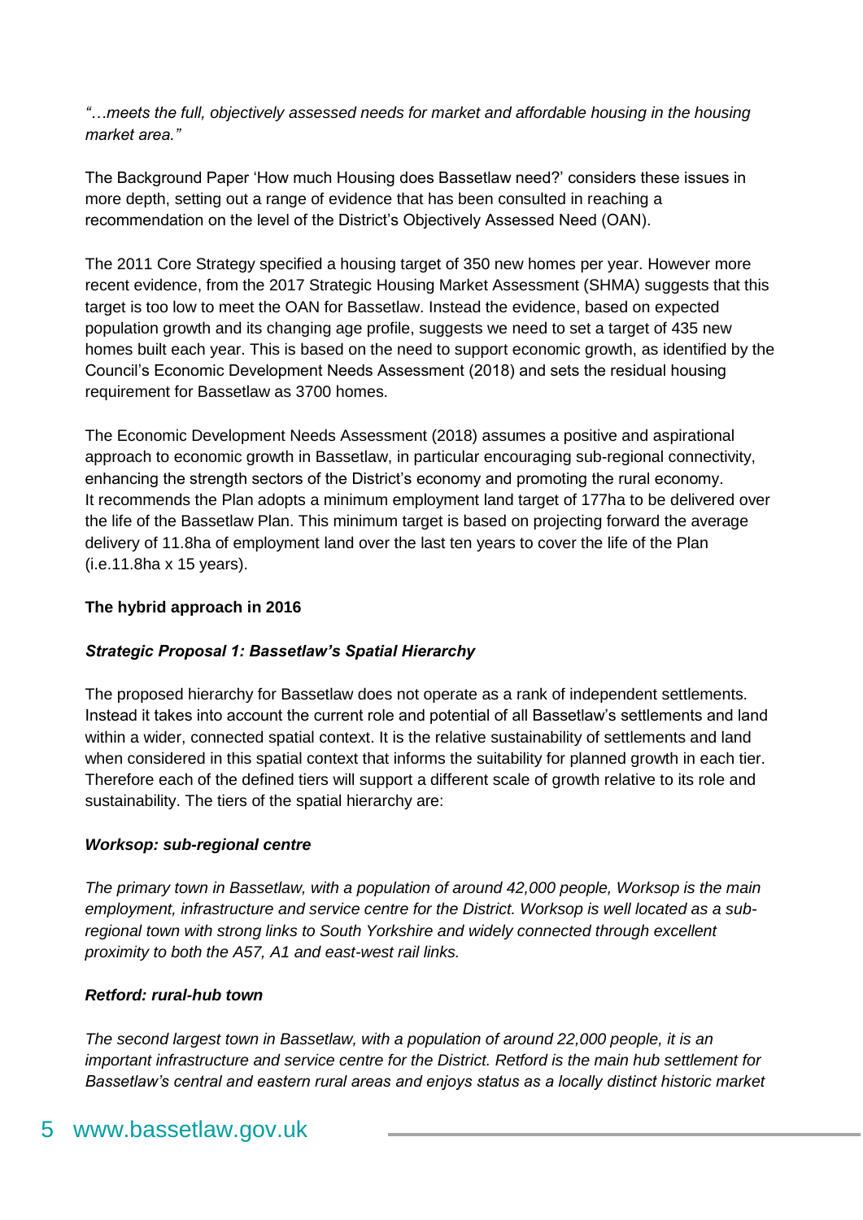*"…meets the full, objectively assessed needs for market and affordable housing in the housing market area."*

The Background Paper 'How much Housing does Bassetlaw need?' considers these issues in more depth, setting out a range of evidence that has been consulted in reaching a recommendation on the level of the District's Objectively Assessed Need (OAN).

The 2011 Core Strategy specified a housing target of 350 new homes per year. However more recent evidence, from the 2017 Strategic Housing Market Assessment (SHMA) suggests that this target is too low to meet the OAN for Bassetlaw. Instead the evidence, based on expected population growth and its changing age profile, suggests we need to set a target of 435 new homes built each year. This is based on the need to support economic growth, as identified by the Council's Economic Development Needs Assessment (2018) and sets the residual housing requirement for Bassetlaw as 3700 homes.

The Economic Development Needs Assessment (2018) assumes a positive and aspirational approach to economic growth in Bassetlaw, in particular encouraging sub-regional connectivity, enhancing the strength sectors of the District's economy and promoting the rural economy. It recommends the Plan adopts a minimum employment land target of 177ha to be delivered over the life of the Bassetlaw Plan. This minimum target is based on projecting forward the average delivery of 11.8ha of employment land over the last ten years to cover the life of the Plan (i.e.11.8ha x 15 years).

**The hybrid approach in 2016**

***Strategic Proposal 1: Bassetlaw's Spatial Hierarchy***

The proposed hierarchy for Bassetlaw does not operate as a rank of independent settlements. Instead it takes into account the current role and potential of all Bassetlaw's settlements and land within a wider, connected spatial context. It is the relative sustainability of settlements and land when considered in this spatial context that informs the suitability for planned growth in each tier. Therefore each of the defined tiers will support a different scale of growth relative to its role and sustainability. The tiers of the spatial hierarchy are:

***Worksop: sub-regional centre***

*The primary town in Bassetlaw, with a population of around 42,000 people, Worksop is the main employment, infrastructure and service centre for the District. Worksop is well located as a sub-regional town with strong links to South Yorkshire and widely connected through excellent proximity to both the A57, A1 and east-west rail links.*

***Retford: rural-hub town***

*The second largest town in Bassetlaw, with a population of around 22,000 people, it is an important infrastructure and service centre for the District. Retford is the main hub settlement for Bassetlaw's central and eastern rural areas and enjoys status as a locally distinct historic market*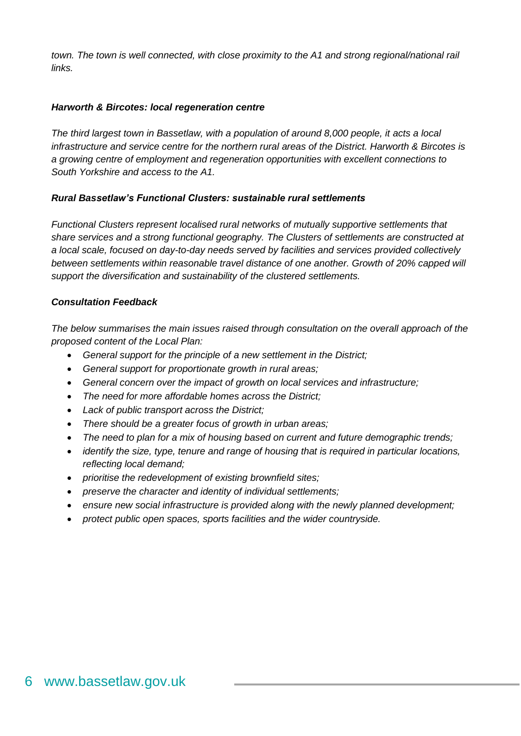*town. The town is well connected, with close proximity to the A1 and strong regional/national rail links.*

***Harworth & Bircotes: local regeneration centre***

*The third largest town in Bassetlaw, with a population of around 8,000 people, it acts a local infrastructure and service centre for the northern rural areas of the District. Harworth & Bircotes is a growing centre of employment and regeneration opportunities with excellent connections to South Yorkshire and access to the A1.*

***Rural Bassetlaw's Functional Clusters: sustainable rural settlements***

*Functional Clusters represent localised rural networks of mutually supportive settlements that share services and a strong functional geography. The Clusters of settlements are constructed at a local scale, focused on day-to-day needs served by facilities and services provided collectively between settlements within reasonable travel distance of one another. Growth of 20% capped will support the diversification and sustainability of the clustered settlements.*

***Consultation Feedback***

*The below summarises the main issues raised through consultation on the overall approach of the proposed content of the Local Plan:*

- *General support for the principle of a new settlement in the District;*
- *General support for proportionate growth in rural areas;*
- *General concern over the impact of growth on local services and infrastructure;*
- *The need for more affordable homes across the District;*
- *Lack of public transport across the District;*
- *There should be a greater focus of growth in urban areas;*
- *The need to plan for a mix of housing based on current and future demographic trends;*
- *identify the size, type, tenure and range of housing that is required in particular locations, reflecting local demand;*
- *prioritise the redevelopment of existing brownfield sites;*
- *preserve the character and identity of individual settlements;*
- *ensure new social infrastructure is provided along with the newly planned development;*
- *protect public open spaces, sports facilities and the wider countryside.*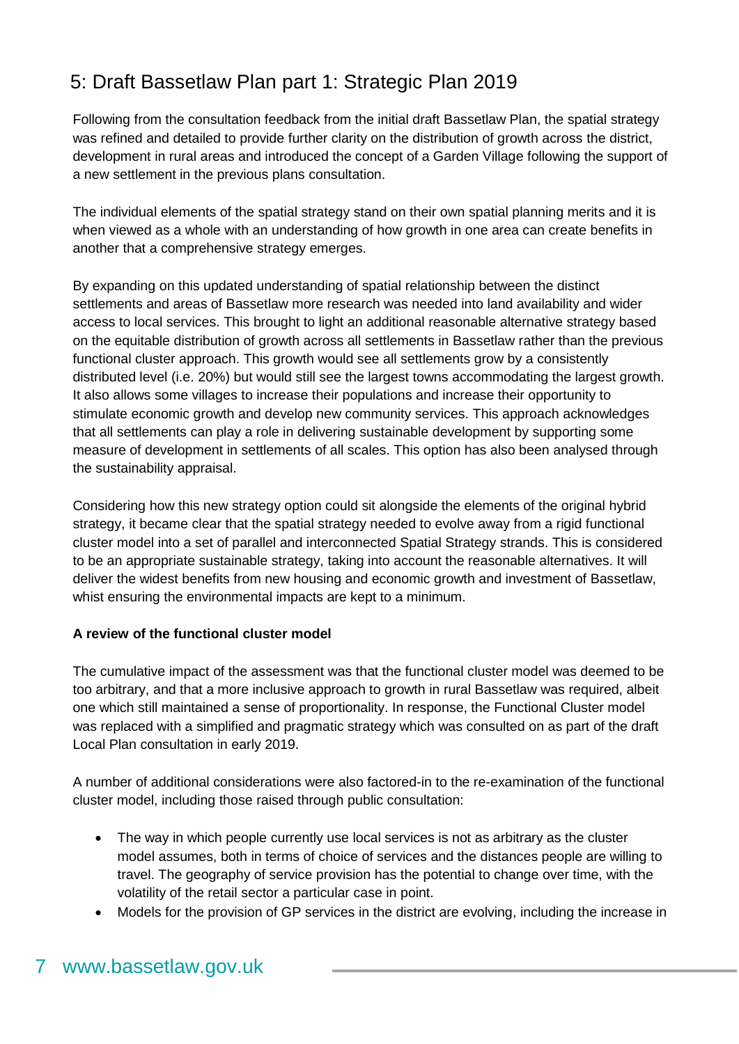## 5: Draft Bassetlaw Plan part 1: Strategic Plan 2019

Following from the consultation feedback from the initial draft Bassetlaw Plan, the spatial strategy was refined and detailed to provide further clarity on the distribution of growth across the district, development in rural areas and introduced the concept of a Garden Village following the support of a new settlement in the previous plans consultation.

The individual elements of the spatial strategy stand on their own spatial planning merits and it is when viewed as a whole with an understanding of how growth in one area can create benefits in another that a comprehensive strategy emerges.

By expanding on this updated understanding of spatial relationship between the distinct settlements and areas of Bassetlaw more research was needed into land availability and wider access to local services. This brought to light an additional reasonable alternative strategy based on the equitable distribution of growth across all settlements in Bassetlaw rather than the previous functional cluster approach. This growth would see all settlements grow by a consistently distributed level (i.e. 20%) but would still see the largest towns accommodating the largest growth. It also allows some villages to increase their populations and increase their opportunity to stimulate economic growth and develop new community services. This approach acknowledges that all settlements can play a role in delivering sustainable development by supporting some measure of development in settlements of all scales. This option has also been analysed through the sustainability appraisal.

Considering how this new strategy option could sit alongside the elements of the original hybrid strategy, it became clear that the spatial strategy needed to evolve away from a rigid functional cluster model into a set of parallel and interconnected Spatial Strategy strands. This is considered to be an appropriate sustainable strategy, taking into account the reasonable alternatives. It will deliver the widest benefits from new housing and economic growth and investment of Bassetlaw, whist ensuring the environmental impacts are kept to a minimum.

**A review of the functional cluster model**

The cumulative impact of the assessment was that the functional cluster model was deemed to be too arbitrary, and that a more inclusive approach to growth in rural Bassetlaw was required, albeit one which still maintained a sense of proportionality. In response, the Functional Cluster model was replaced with a simplified and pragmatic strategy which was consulted on as part of the draft Local Plan consultation in early 2019.

A number of additional considerations were also factored-in to the re-examination of the functional cluster model, including those raised through public consultation:

- The way in which people currently use local services is not as arbitrary as the cluster model assumes, both in terms of choice of services and the distances people are willing to travel. The geography of service provision has the potential to change over time, with the volatility of the retail sector a particular case in point.
- Models for the provision of GP services in the district are evolving, including the increase in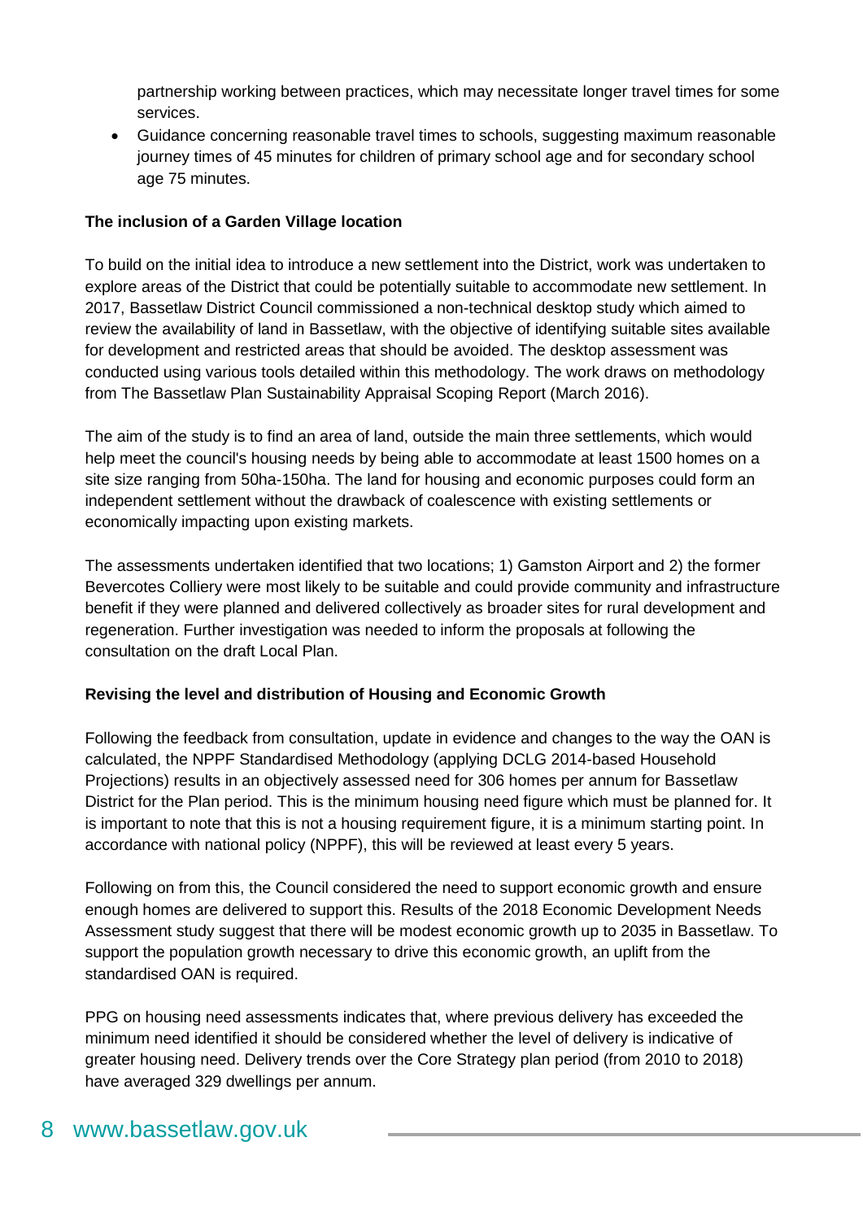partnership working between practices, which may necessitate longer travel times for some services.

- Guidance concerning reasonable travel times to schools, suggesting maximum reasonable journey times of 45 minutes for children of primary school age and for secondary school age 75 minutes.

**The inclusion of a Garden Village location**

To build on the initial idea to introduce a new settlement into the District, work was undertaken to explore areas of the District that could be potentially suitable to accommodate new settlement. In 2017, Bassetlaw District Council commissioned a non-technical desktop study which aimed to review the availability of land in Bassetlaw, with the objective of identifying suitable sites available for development and restricted areas that should be avoided. The desktop assessment was conducted using various tools detailed within this methodology. The work draws on methodology from The Bassetlaw Plan Sustainability Appraisal Scoping Report (March 2016).

The aim of the study is to find an area of land, outside the main three settlements, which would help meet the council's housing needs by being able to accommodate at least 1500 homes on a site size ranging from 50ha-150ha. The land for housing and economic purposes could form an independent settlement without the drawback of coalescence with existing settlements or economically impacting upon existing markets.

The assessments undertaken identified that two locations; 1) Gamston Airport and 2) the former Bevercotes Colliery were most likely to be suitable and could provide community and infrastructure benefit if they were planned and delivered collectively as broader sites for rural development and regeneration. Further investigation was needed to inform the proposals at following the consultation on the draft Local Plan.

**Revising the level and distribution of Housing and Economic Growth**

Following the feedback from consultation, update in evidence and changes to the way the OAN is calculated, the NPPF Standardised Methodology (applying DCLG 2014-based Household Projections) results in an objectively assessed need for 306 homes per annum for Bassetlaw District for the Plan period. This is the minimum housing need figure which must be planned for. It is important to note that this is not a housing requirement figure, it is a minimum starting point. In accordance with national policy (NPPF), this will be reviewed at least every 5 years.

Following on from this, the Council considered the need to support economic growth and ensure enough homes are delivered to support this. Results of the 2018 Economic Development Needs Assessment study suggest that there will be modest economic growth up to 2035 in Bassetlaw. To support the population growth necessary to drive this economic growth, an uplift from the standardised OAN is required.

PPG on housing need assessments indicates that, where previous delivery has exceeded the minimum need identified it should be considered whether the level of delivery is indicative of greater housing need. Delivery trends over the Core Strategy plan period (from 2010 to 2018) have averaged 329 dwellings per annum.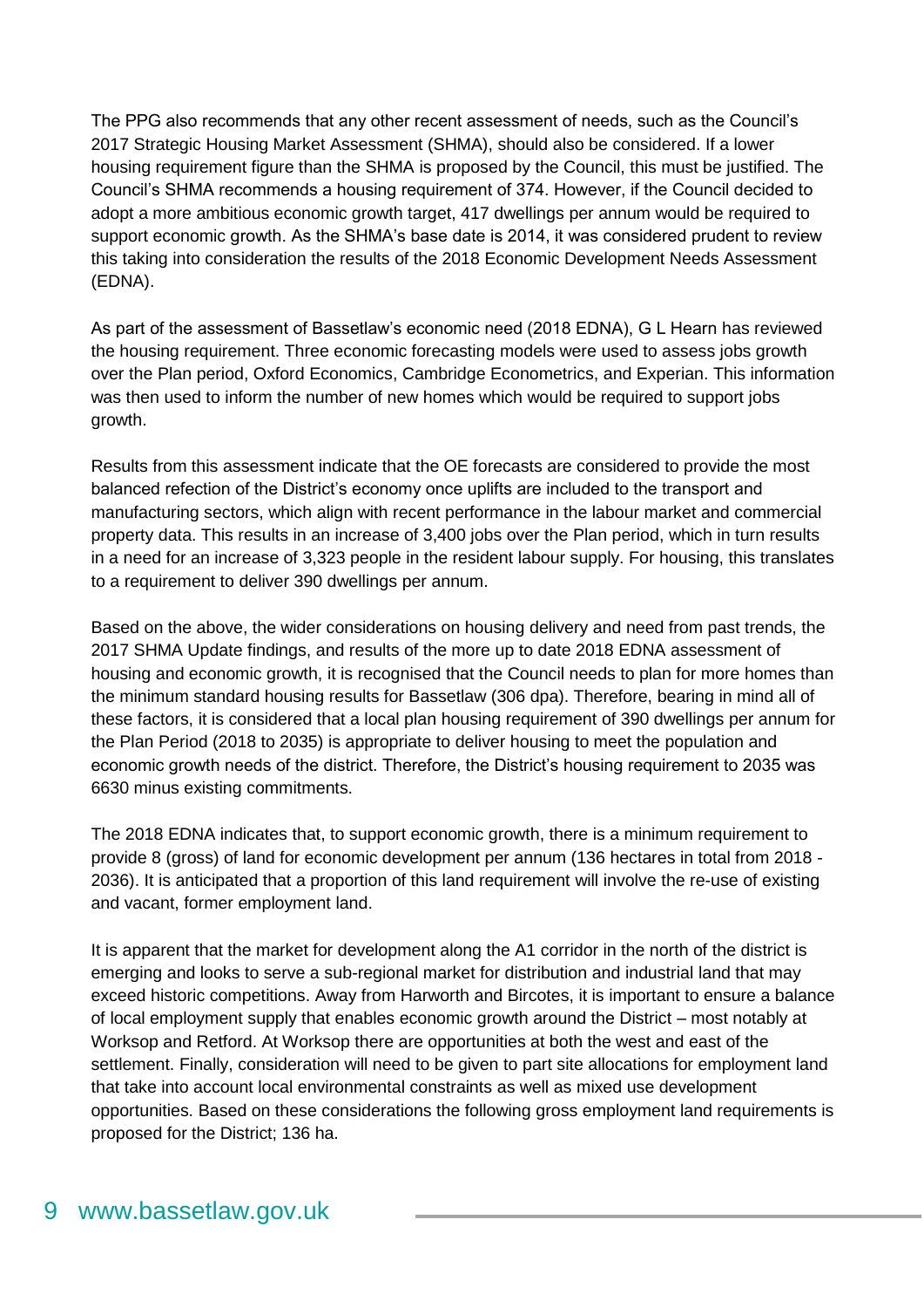The PPG also recommends that any other recent assessment of needs, such as the Council's 2017 Strategic Housing Market Assessment (SHMA), should also be considered. If a lower housing requirement figure than the SHMA is proposed by the Council, this must be justified. The Council's SHMA recommends a housing requirement of 374. However, if the Council decided to adopt a more ambitious economic growth target, 417 dwellings per annum would be required to support economic growth. As the SHMA's base date is 2014, it was considered prudent to review this taking into consideration the results of the 2018 Economic Development Needs Assessment (EDNA).

As part of the assessment of Bassetlaw's economic need (2018 EDNA), G L Hearn has reviewed the housing requirement. Three economic forecasting models were used to assess jobs growth over the Plan period, Oxford Economics, Cambridge Econometrics, and Experian. This information was then used to inform the number of new homes which would be required to support jobs growth.

Results from this assessment indicate that the OE forecasts are considered to provide the most balanced refection of the District's economy once uplifts are included to the transport and manufacturing sectors, which align with recent performance in the labour market and commercial property data. This results in an increase of 3,400 jobs over the Plan period, which in turn results in a need for an increase of 3,323 people in the resident labour supply. For housing, this translates to a requirement to deliver 390 dwellings per annum.

Based on the above, the wider considerations on housing delivery and need from past trends, the 2017 SHMA Update findings, and results of the more up to date 2018 EDNA assessment of housing and economic growth, it is recognised that the Council needs to plan for more homes than the minimum standard housing results for Bassetlaw (306 dpa). Therefore, bearing in mind all of these factors, it is considered that a local plan housing requirement of 390 dwellings per annum for the Plan Period (2018 to 2035) is appropriate to deliver housing to meet the population and economic growth needs of the district. Therefore, the District's housing requirement to 2035 was 6630 minus existing commitments.

The 2018 EDNA indicates that, to support economic growth, there is a minimum requirement to provide 8 (gross) of land for economic development per annum (136 hectares in total from 2018 - 2036). It is anticipated that a proportion of this land requirement will involve the re-use of existing and vacant, former employment land.

It is apparent that the market for development along the A1 corridor in the north of the district is emerging and looks to serve a sub-regional market for distribution and industrial land that may exceed historic competitions. Away from Harworth and Bircotes, it is important to ensure a balance of local employment supply that enables economic growth around the District – most notably at Worksop and Retford. At Worksop there are opportunities at both the west and east of the settlement. Finally, consideration will need to be given to part site allocations for employment land that take into account local environmental constraints as well as mixed use development opportunities. Based on these considerations the following gross employment land requirements is proposed for the District; 136 ha.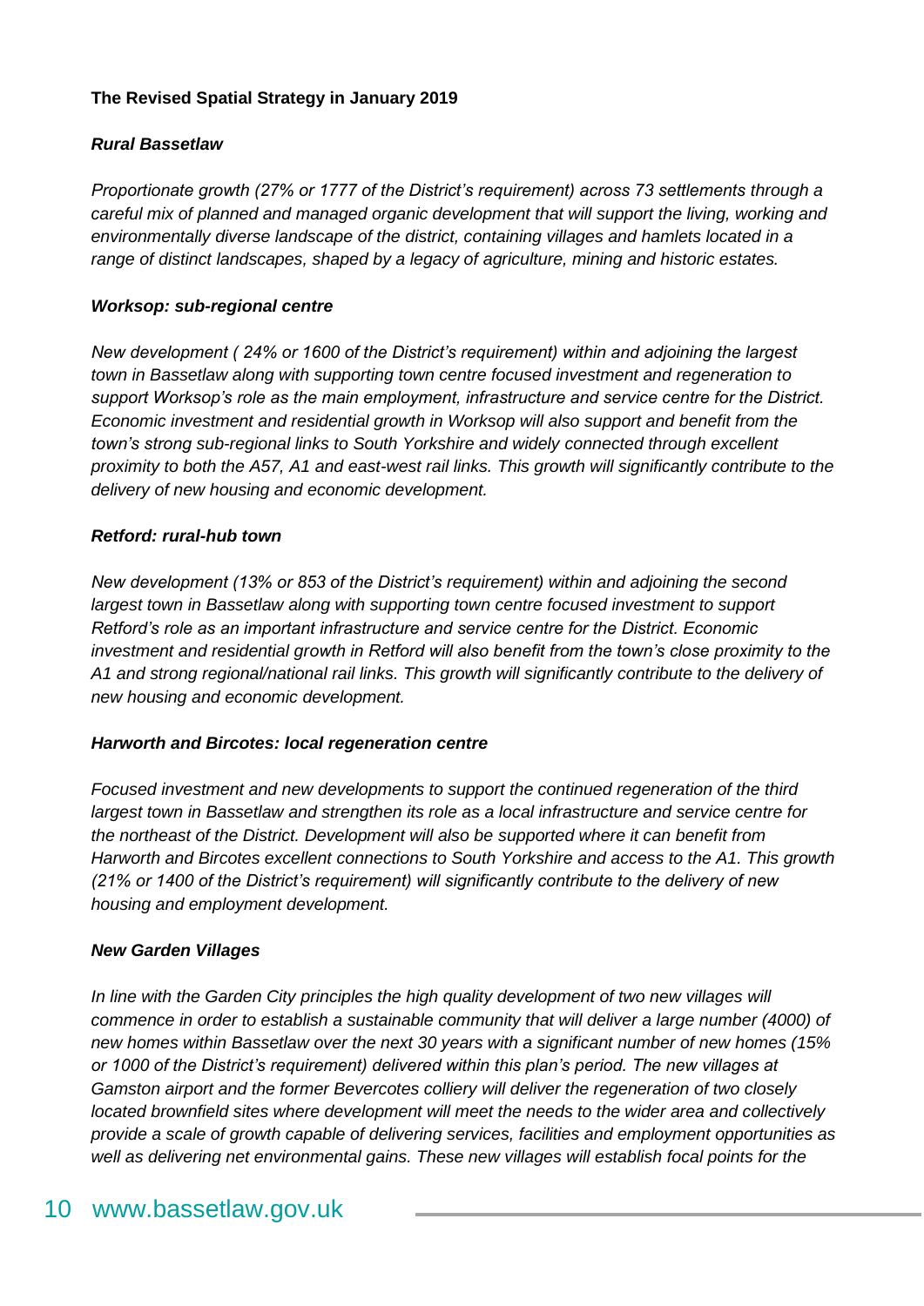**The Revised Spatial Strategy in January 2019**

***Rural Bassetlaw***

*Proportionate growth (27% or 1777 of the District's requirement) across 73 settlements through a careful mix of planned and managed organic development that will support the living, working and environmentally diverse landscape of the district, containing villages and hamlets located in a range of distinct landscapes, shaped by a legacy of agriculture, mining and historic estates.*

***Worksop: sub-regional centre***

*New development ( 24% or 1600 of the District's requirement) within and adjoining the largest town in Bassetlaw along with supporting town centre focused investment and regeneration to support Worksop's role as the main employment, infrastructure and service centre for the District. Economic investment and residential growth in Worksop will also support and benefit from the town's strong sub-regional links to South Yorkshire and widely connected through excellent proximity to both the A57, A1 and east-west rail links. This growth will significantly contribute to the delivery of new housing and economic development.*

***Retford: rural-hub town***

*New development (13% or 853 of the District's requirement) within and adjoining the second largest town in Bassetlaw along with supporting town centre focused investment to support Retford's role as an important infrastructure and service centre for the District. Economic investment and residential growth in Retford will also benefit from the town's close proximity to the A1 and strong regional/national rail links. This growth will significantly contribute to the delivery of new housing and economic development.*

***Harworth and Bircotes: local regeneration centre***

*Focused investment and new developments to support the continued regeneration of the third largest town in Bassetlaw and strengthen its role as a local infrastructure and service centre for the northeast of the District. Development will also be supported where it can benefit from Harworth and Bircotes excellent connections to South Yorkshire and access to the A1. This growth (21% or 1400 of the District's requirement) will significantly contribute to the delivery of new housing and employment development.*

***New Garden Villages***

*In line with the Garden City principles the high quality development of two new villages will commence in order to establish a sustainable community that will deliver a large number (4000) of new homes within Bassetlaw over the next 30 years with a significant number of new homes (15% or 1000 of the District's requirement) delivered within this plan's period. The new villages at Gamston airport and the former Bevercotes colliery will deliver the regeneration of two closely located brownfield sites where development will meet the needs to the wider area and collectively provide a scale of growth capable of delivering services, facilities and employment opportunities as well as delivering net environmental gains. These new villages will establish focal points for the*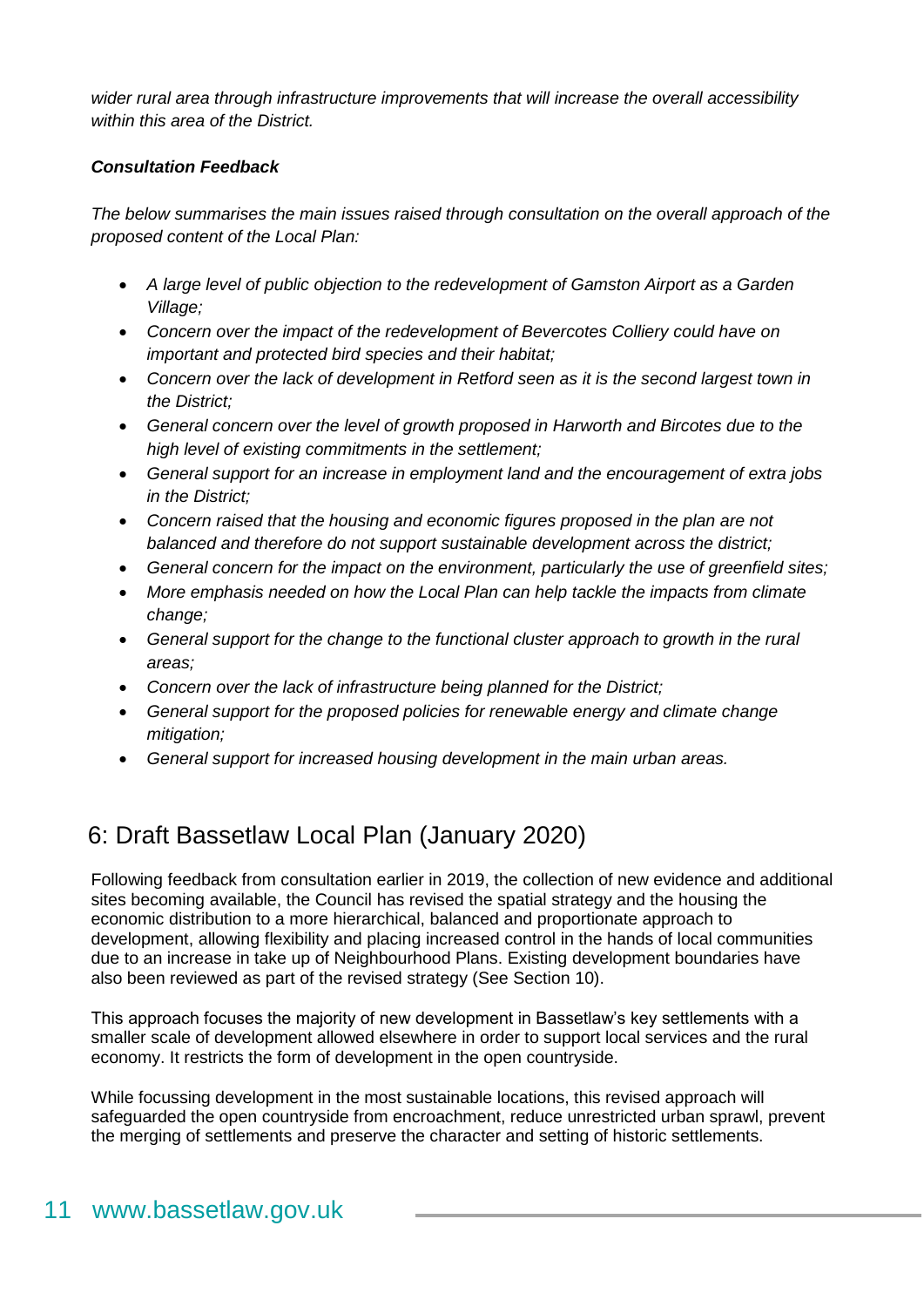*wider rural area through infrastructure improvements that will increase the overall accessibility within this area of the District.*

***Consultation Feedback***

*The below summarises the main issues raised through consultation on the overall approach of the proposed content of the Local Plan:*

- *A large level of public objection to the redevelopment of Gamston Airport as a Garden Village;*
- *Concern over the impact of the redevelopment of Bevercotes Colliery could have on important and protected bird species and their habitat;*
- *Concern over the lack of development in Retford seen as it is the second largest town in the District;*
- *General concern over the level of growth proposed in Harworth and Bircotes due to the high level of existing commitments in the settlement;*
- *General support for an increase in employment land and the encouragement of extra jobs in the District;*
- *Concern raised that the housing and economic figures proposed in the plan are not balanced and therefore do not support sustainable development across the district;*
- *General concern for the impact on the environment, particularly the use of greenfield sites;*
- *More emphasis needed on how the Local Plan can help tackle the impacts from climate change;*
- *General support for the change to the functional cluster approach to growth in the rural areas;*
- *Concern over the lack of infrastructure being planned for the District;*
- *General support for the proposed policies for renewable energy and climate change mitigation;*
- *General support for increased housing development in the main urban areas.*

## 6: Draft Bassetlaw Local Plan (January 2020)

Following feedback from consultation earlier in 2019, the collection of new evidence and additional sites becoming available, the Council has revised the spatial strategy and the housing the economic distribution to a more hierarchical, balanced and proportionate approach to development, allowing flexibility and placing increased control in the hands of local communities due to an increase in take up of Neighbourhood Plans. Existing development boundaries have also been reviewed as part of the revised strategy (See Section 10).

This approach focuses the majority of new development in Bassetlaw's key settlements with a smaller scale of development allowed elsewhere in order to support local services and the rural economy. It restricts the form of development in the open countryside.

While focussing development in the most sustainable locations, this revised approach will safeguarded the open countryside from encroachment, reduce unrestricted urban sprawl, prevent the merging of settlements and preserve the character and setting of historic settlements.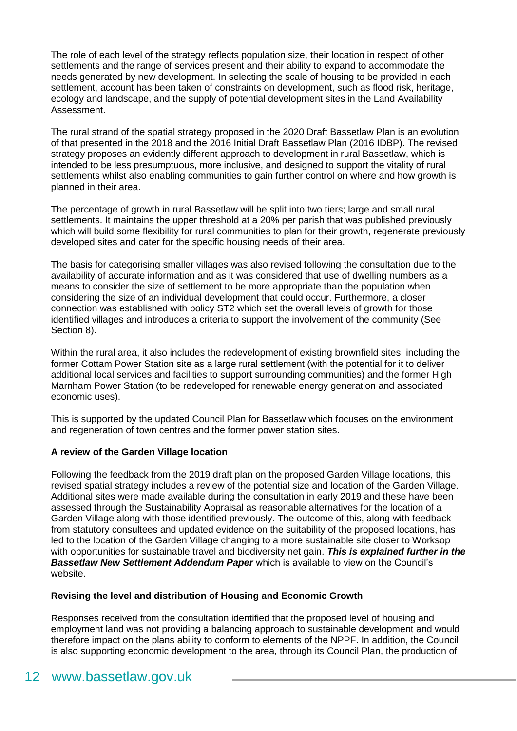The role of each level of the strategy reflects population size, their location in respect of other settlements and the range of services present and their ability to expand to accommodate the needs generated by new development. In selecting the scale of housing to be provided in each settlement, account has been taken of constraints on development, such as flood risk, heritage, ecology and landscape, and the supply of potential development sites in the Land Availability Assessment.

The rural strand of the spatial strategy proposed in the 2020 Draft Bassetlaw Plan is an evolution of that presented in the 2018 and the 2016 Initial Draft Bassetlaw Plan (2016 IDBP). The revised strategy proposes an evidently different approach to development in rural Bassetlaw, which is intended to be less presumptuous, more inclusive, and designed to support the vitality of rural settlements whilst also enabling communities to gain further control on where and how growth is planned in their area.

The percentage of growth in rural Bassetlaw will be split into two tiers; large and small rural settlements. It maintains the upper threshold at a 20% per parish that was published previously which will build some flexibility for rural communities to plan for their growth, regenerate previously developed sites and cater for the specific housing needs of their area.

The basis for categorising smaller villages was also revised following the consultation due to the availability of accurate information and as it was considered that use of dwelling numbers as a means to consider the size of settlement to be more appropriate than the population when considering the size of an individual development that could occur. Furthermore, a closer connection was established with policy ST2 which set the overall levels of growth for those identified villages and introduces a criteria to support the involvement of the community (See Section 8).

Within the rural area, it also includes the redevelopment of existing brownfield sites, including the former Cottam Power Station site as a large rural settlement (with the potential for it to deliver additional local services and facilities to support surrounding communities) and the former High Marnham Power Station (to be redeveloped for renewable energy generation and associated economic uses).

This is supported by the updated Council Plan for Bassetlaw which focuses on the environment and regeneration of town centres and the former power station sites.

**A review of the Garden Village location**

Following the feedback from the 2019 draft plan on the proposed Garden Village locations, this revised spatial strategy includes a review of the potential size and location of the Garden Village. Additional sites were made available during the consultation in early 2019 and these have been assessed through the Sustainability Appraisal as reasonable alternatives for the location of a Garden Village along with those identified previously. The outcome of this, along with feedback from statutory consultees and updated evidence on the suitability of the proposed locations, has led to the location of the Garden Village changing to a more sustainable site closer to Worksop with opportunities for sustainable travel and biodiversity net gain. ***This is explained further in the Bassetlaw New Settlement Addendum Paper*** which is available to view on the Council's website.

**Revising the level and distribution of Housing and Economic Growth**

Responses received from the consultation identified that the proposed level of housing and employment land was not providing a balancing approach to sustainable development and would therefore impact on the plans ability to conform to elements of the NPPF. In addition, the Council is also supporting economic development to the area, through its Council Plan, the production of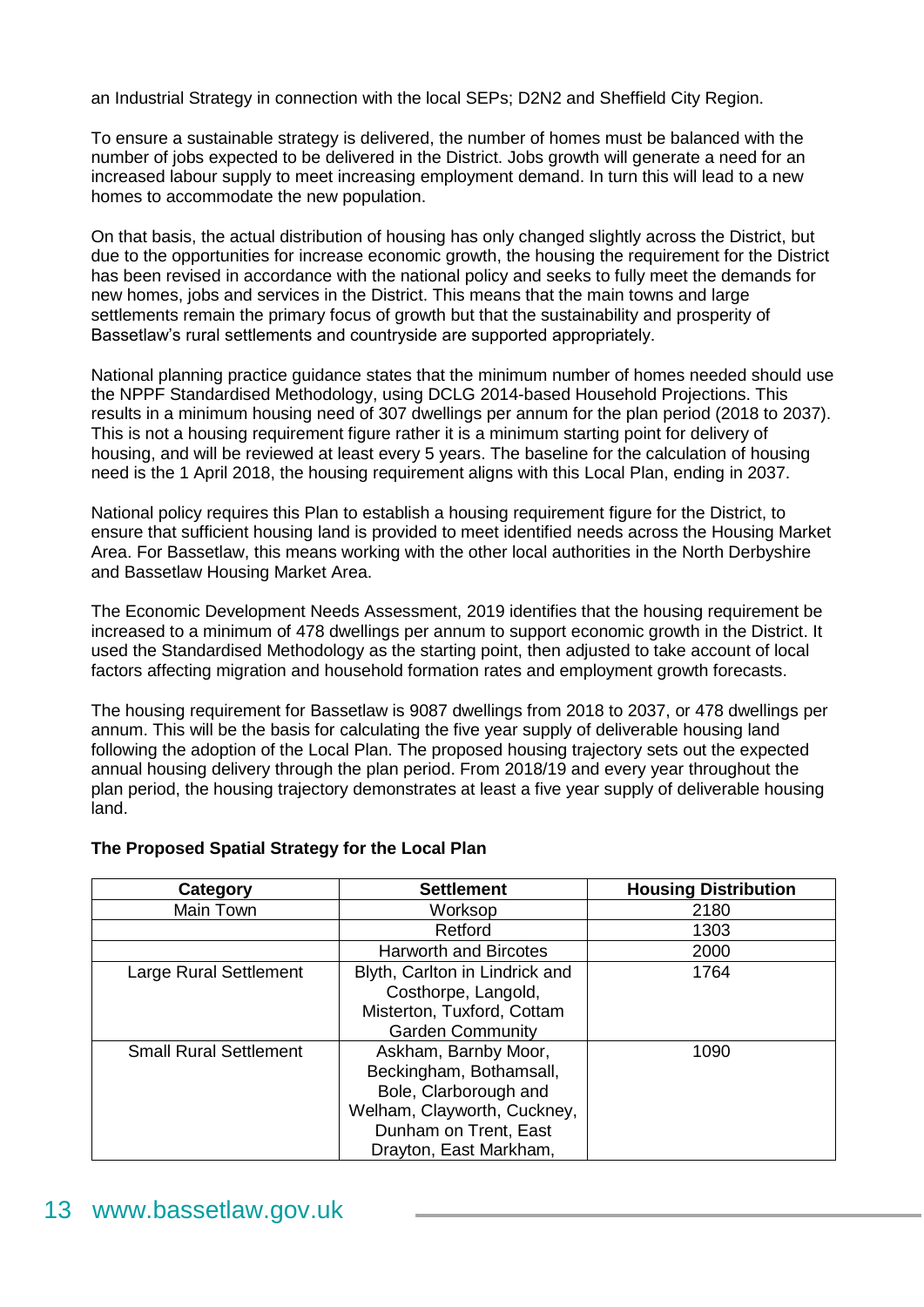an Industrial Strategy in connection with the local SEPs; D2N2 and Sheffield City Region.

To ensure a sustainable strategy is delivered, the number of homes must be balanced with the number of jobs expected to be delivered in the District. Jobs growth will generate a need for an increased labour supply to meet increasing employment demand. In turn this will lead to a new homes to accommodate the new population.

On that basis, the actual distribution of housing has only changed slightly across the District, but due to the opportunities for increase economic growth, the housing the requirement for the District has been revised in accordance with the national policy and seeks to fully meet the demands for new homes, jobs and services in the District. This means that the main towns and large settlements remain the primary focus of growth but that the sustainability and prosperity of Bassetlaw's rural settlements and countryside are supported appropriately.

National planning practice guidance states that the minimum number of homes needed should use the NPPF Standardised Methodology, using DCLG 2014-based Household Projections. This results in a minimum housing need of 307 dwellings per annum for the plan period (2018 to 2037). This is not a housing requirement figure rather it is a minimum starting point for delivery of housing, and will be reviewed at least every 5 years. The baseline for the calculation of housing need is the 1 April 2018, the housing requirement aligns with this Local Plan, ending in 2037.

National policy requires this Plan to establish a housing requirement figure for the District, to ensure that sufficient housing land is provided to meet identified needs across the Housing Market Area. For Bassetlaw, this means working with the other local authorities in the North Derbyshire and Bassetlaw Housing Market Area.

The Economic Development Needs Assessment, 2019 identifies that the housing requirement be increased to a minimum of 478 dwellings per annum to support economic growth in the District. It used the Standardised Methodology as the starting point, then adjusted to take account of local factors affecting migration and household formation rates and employment growth forecasts.

The housing requirement for Bassetlaw is 9087 dwellings from 2018 to 2037, or 478 dwellings per annum. This will be the basis for calculating the five year supply of deliverable housing land following the adoption of the Local Plan. The proposed housing trajectory sets out the expected annual housing delivery through the plan period. From 2018/19 and every year throughout the plan period, the housing trajectory demonstrates at least a five year supply of deliverable housing land.

**The Proposed Spatial Strategy for the Local Plan**

| Category | Settlement | Housing Distribution |
|---|---|---|
| Main Town | Worksop | 2180 |
| | Retford | 1303 |
| | Harworth and Bircotes | 2000 |
| Large Rural Settlement | Blyth, Carlton in Lindrick and Costhorpe, Langold, Misterton, Tuxford, Cottam Garden Community | 1764 |
| Small Rural Settlement | Askham, Barnby Moor, Beckingham, Bothamsall, Bole, Clarborough and Welham, Clayworth, Cuckney, Dunham on Trent, East Drayton, East Markham, | 1090 |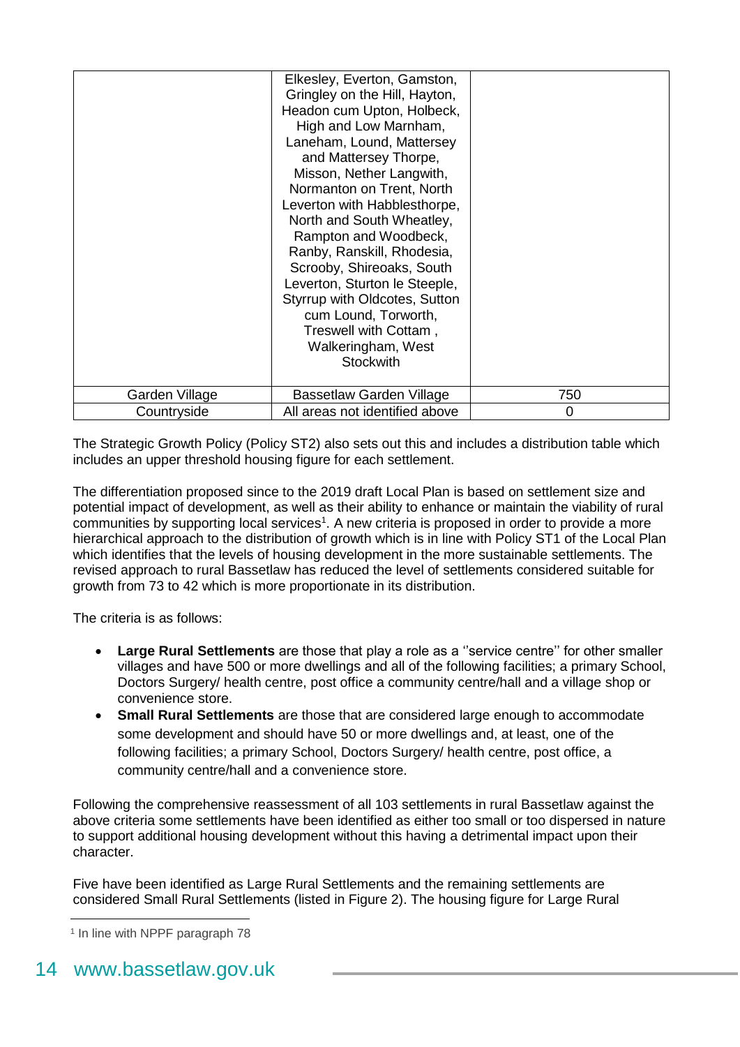| | | |
|---|---|---|
| | Elkesley, Everton, Gamston, Gringley on the Hill, Hayton, Headon cum Upton, Holbeck, High and Low Marnham, Laneham, Lound, Mattersey and Mattersey Thorpe, Misson, Nether Langwith, Normanton on Trent, North Leverton with Habblesthorpe, North and South Wheatley, Rampton and Woodbeck, Ranby, Ranskill, Rhodesia, Scrooby, Shireoaks, South Leverton, Sturton le Steeple, Styrrup with Oldcotes, Sutton cum Lound, Torworth, Treswell with Cottam , Walkeringham, West Stockwith | |
| Garden Village | Bassetlaw Garden Village | 750 |
| Countryside | All areas not identified above | 0 |

The Strategic Growth Policy (Policy ST2) also sets out this and includes a distribution table which includes an upper threshold housing figure for each settlement.

The differentiation proposed since to the 2019 draft Local Plan is based on settlement size and potential impact of development, as well as their ability to enhance or maintain the viability of rural communities by supporting local services[1]. A new criteria is proposed in order to provide a more hierarchical approach to the distribution of growth which is in line with Policy ST1 of the Local Plan which identifies that the levels of housing development in the more sustainable settlements. The revised approach to rural Bassetlaw has reduced the level of settlements considered suitable for growth from 73 to 42 which is more proportionate in its distribution.

The criteria is as follows:

- **Large Rural Settlements** are those that play a role as a ''service centre'' for other smaller villages and have 500 or more dwellings and all of the following facilities; a primary School, Doctors Surgery/ health centre, post office a community centre/hall and a village shop or convenience store.
- **Small Rural Settlements** are those that are considered large enough to accommodate some development and should have 50 or more dwellings and, at least, one of the following facilities; a primary School, Doctors Surgery/ health centre, post office, a community centre/hall and a convenience store.

Following the comprehensive reassessment of all 103 settlements in rural Bassetlaw against the above criteria some settlements have been identified as either too small or too dispersed in nature to support additional housing development without this having a detrimental impact upon their character.

Five have been identified as Large Rural Settlements and the remaining settlements are considered Small Rural Settlements (listed in Figure 2). The housing figure for Large Rural

[1] In line with NPPF paragraph 78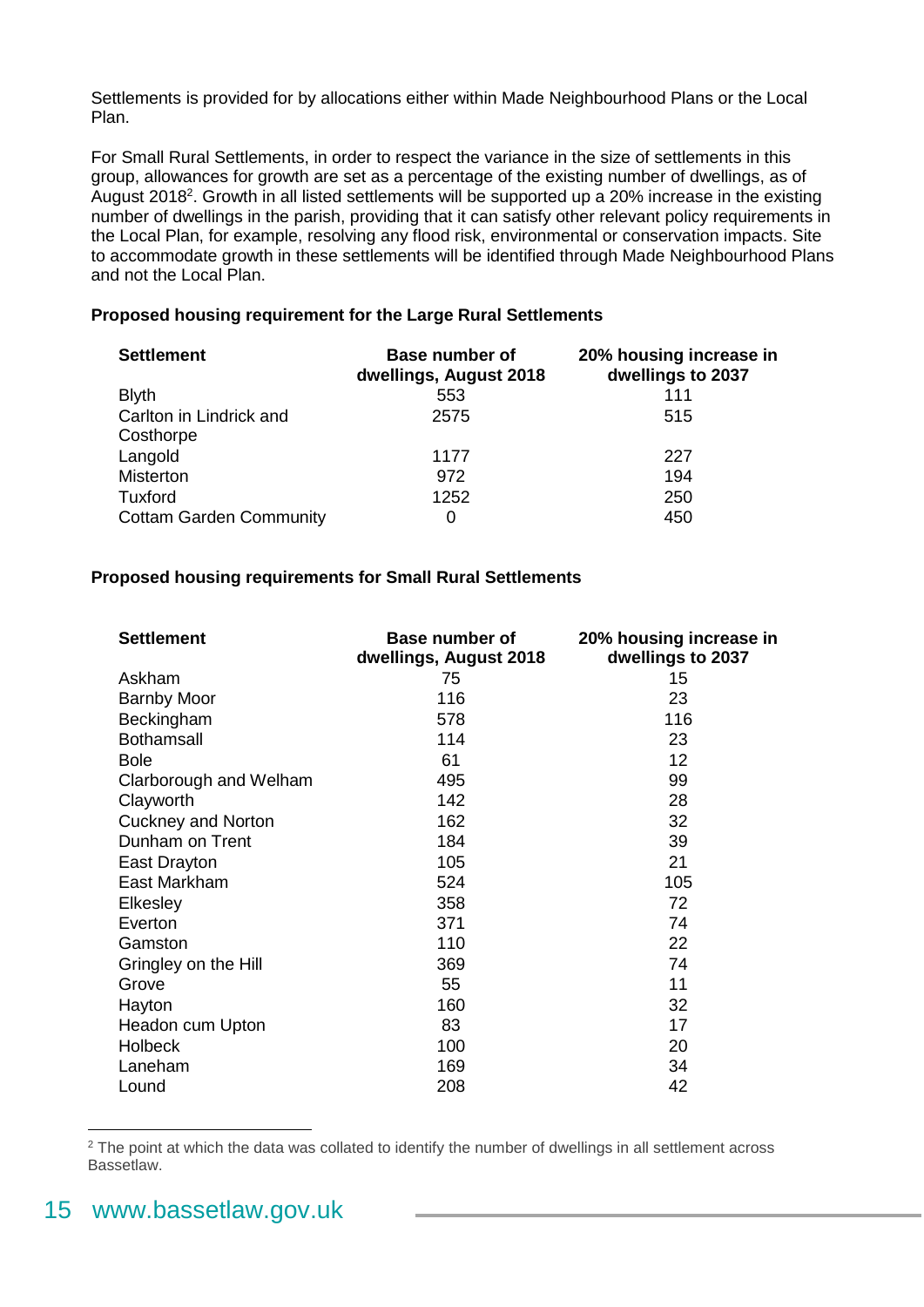Settlements is provided for by allocations either within Made Neighbourhood Plans or the Local Plan.

For Small Rural Settlements, in order to respect the variance in the size of settlements in this group, allowances for growth are set as a percentage of the existing number of dwellings, as of August 2018[2]. Growth in all listed settlements will be supported up a 20% increase in the existing number of dwellings in the parish, providing that it can satisfy other relevant policy requirements in the Local Plan, for example, resolving any flood risk, environmental or conservation impacts. Site to accommodate growth in these settlements will be identified through Made Neighbourhood Plans and not the Local Plan.

**Proposed housing requirement for the Large Rural Settlements**

| Settlement | Base number of dwellings, August 2018 | 20% housing increase in dwellings to 2037 |
|---|---|---|
| Blyth | 553 | 111 |
| Carlton in Lindrick and Costhorpe | 2575 | 515 |
| Langold | 1177 | 227 |
| Misterton | 972 | 194 |
| Tuxford | 1252 | 250 |
| Cottam Garden Community | 0 | 450 |

**Proposed housing requirements for Small Rural Settlements**

| Settlement | Base number of dwellings, August 2018 | 20% housing increase in dwellings to 2037 |
|---|---|---|
| Askham | 75 | 15 |
| Barnby Moor | 116 | 23 |
| Beckingham | 578 | 116 |
| Bothamsall | 114 | 23 |
| Bole | 61 | 12 |
| Clarborough and Welham | 495 | 99 |
| Clayworth | 142 | 28 |
| Cuckney and Norton | 162 | 32 |
| Dunham on Trent | 184 | 39 |
| East Drayton | 105 | 21 |
| East Markham | 524 | 105 |
| Elkesley | 358 | 72 |
| Everton | 371 | 74 |
| Gamston | 110 | 22 |
| Gringley on the Hill | 369 | 74 |
| Grove | 55 | 11 |
| Hayton | 160 | 32 |
| Headon cum Upton | 83 | 17 |
| Holbeck | 100 | 20 |
| Laneham | 169 | 34 |
| Lound | 208 | 42 |

[2] The point at which the data was collated to identify the number of dwellings in all settlement across Bassetlaw.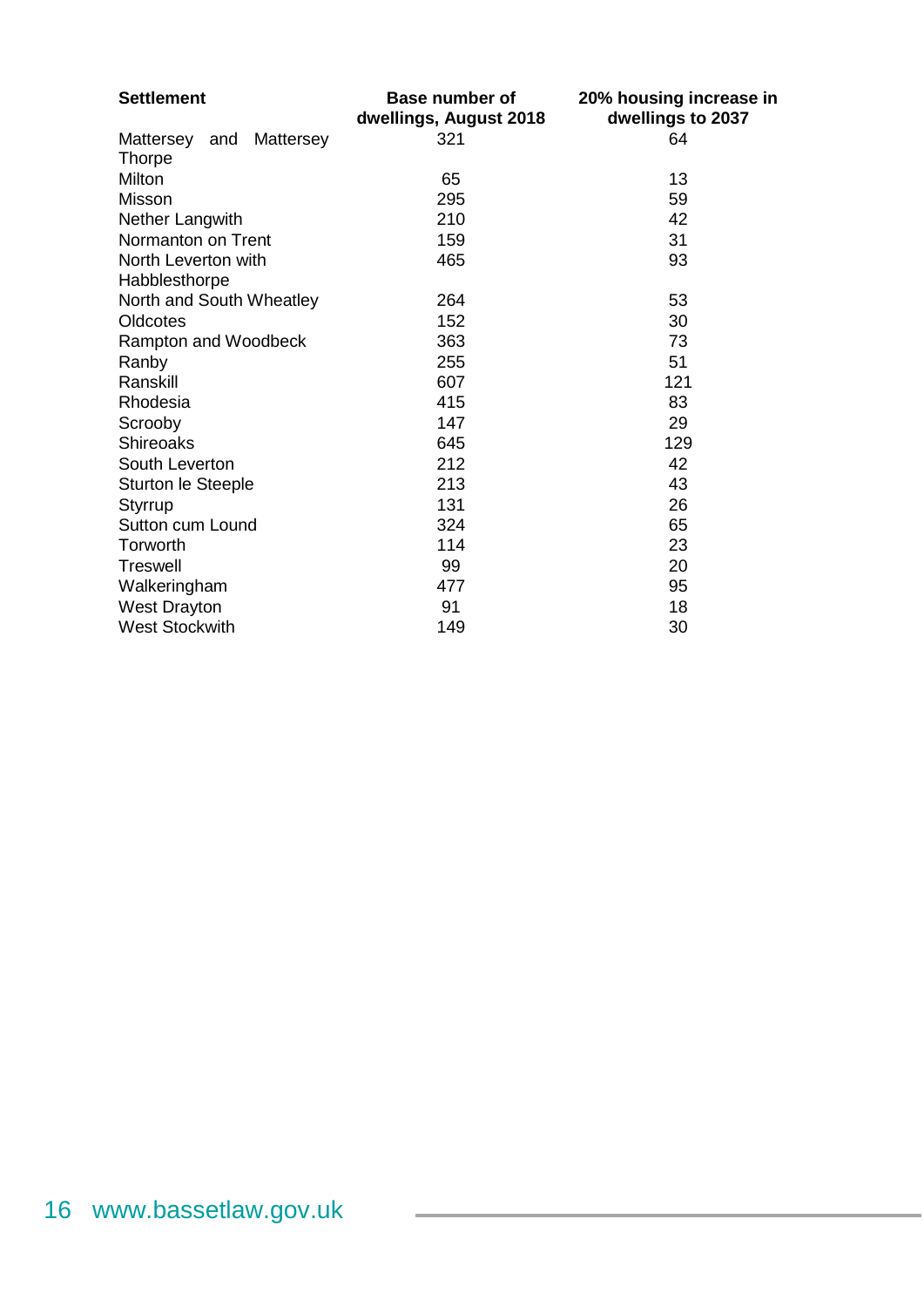| Settlement | Base number of dwellings, August 2018 | 20% housing increase in dwellings to 2037 |
|---|---|---|
| Mattersey and Mattersey Thorpe | 321 | 64 |
| Milton | 65 | 13 |
| Misson | 295 | 59 |
| Nether Langwith | 210 | 42 |
| Normanton on Trent | 159 | 31 |
| North Leverton with Habblesthorpe | 465 | 93 |
| North and South Wheatley | 264 | 53 |
| Oldcotes | 152 | 30 |
| Rampton and Woodbeck | 363 | 73 |
| Ranby | 255 | 51 |
| Ranskill | 607 | 121 |
| Rhodesia | 415 | 83 |
| Scrooby | 147 | 29 |
| Shireoaks | 645 | 129 |
| South Leverton | 212 | 42 |
| Sturton le Steeple | 213 | 43 |
| Styrrup | 131 | 26 |
| Sutton cum Lound | 324 | 65 |
| Torworth | 114 | 23 |
| Treswell | 99 | 20 |
| Walkeringham | 477 | 95 |
| West Drayton | 91 | 18 |
| West Stockwith | 149 | 30 |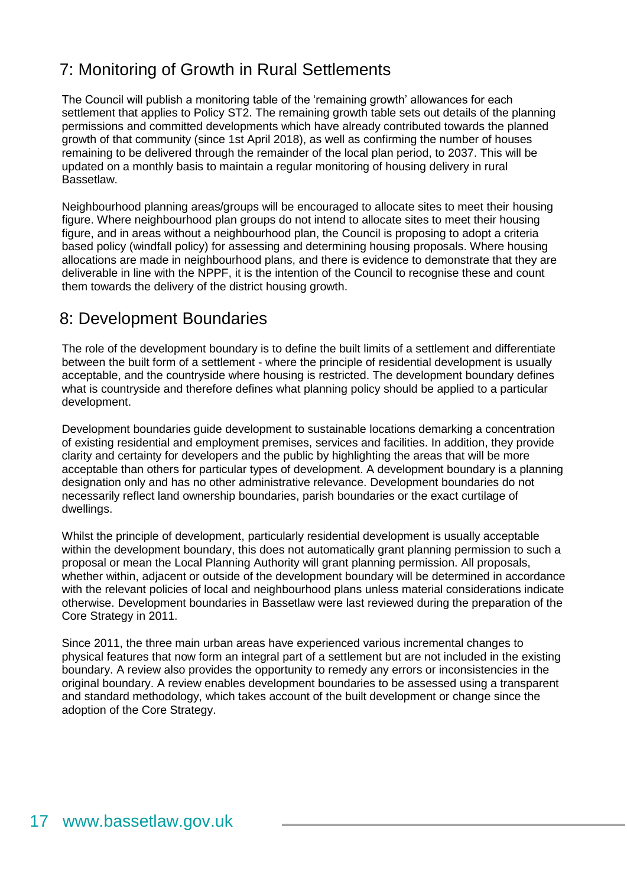## 7: Monitoring of Growth in Rural Settlements

The Council will publish a monitoring table of the 'remaining growth' allowances for each settlement that applies to Policy ST2. The remaining growth table sets out details of the planning permissions and committed developments which have already contributed towards the planned growth of that community (since 1st April 2018), as well as confirming the number of houses remaining to be delivered through the remainder of the local plan period, to 2037. This will be updated on a monthly basis to maintain a regular monitoring of housing delivery in rural Bassetlaw.

Neighbourhood planning areas/groups will be encouraged to allocate sites to meet their housing figure. Where neighbourhood plan groups do not intend to allocate sites to meet their housing figure, and in areas without a neighbourhood plan, the Council is proposing to adopt a criteria based policy (windfall policy) for assessing and determining housing proposals. Where housing allocations are made in neighbourhood plans, and there is evidence to demonstrate that they are deliverable in line with the NPPF, it is the intention of the Council to recognise these and count them towards the delivery of the district housing growth.

## 8: Development Boundaries

The role of the development boundary is to define the built limits of a settlement and differentiate between the built form of a settlement - where the principle of residential development is usually acceptable, and the countryside where housing is restricted. The development boundary defines what is countryside and therefore defines what planning policy should be applied to a particular development.

Development boundaries guide development to sustainable locations demarking a concentration of existing residential and employment premises, services and facilities. In addition, they provide clarity and certainty for developers and the public by highlighting the areas that will be more acceptable than others for particular types of development. A development boundary is a planning designation only and has no other administrative relevance. Development boundaries do not necessarily reflect land ownership boundaries, parish boundaries or the exact curtilage of dwellings.

Whilst the principle of development, particularly residential development is usually acceptable within the development boundary, this does not automatically grant planning permission to such a proposal or mean the Local Planning Authority will grant planning permission. All proposals, whether within, adjacent or outside of the development boundary will be determined in accordance with the relevant policies of local and neighbourhood plans unless material considerations indicate otherwise. Development boundaries in Bassetlaw were last reviewed during the preparation of the Core Strategy in 2011.

Since 2011, the three main urban areas have experienced various incremental changes to physical features that now form an integral part of a settlement but are not included in the existing boundary. A review also provides the opportunity to remedy any errors or inconsistencies in the original boundary. A review enables development boundaries to be assessed using a transparent and standard methodology, which takes account of the built development or change since the adoption of the Core Strategy.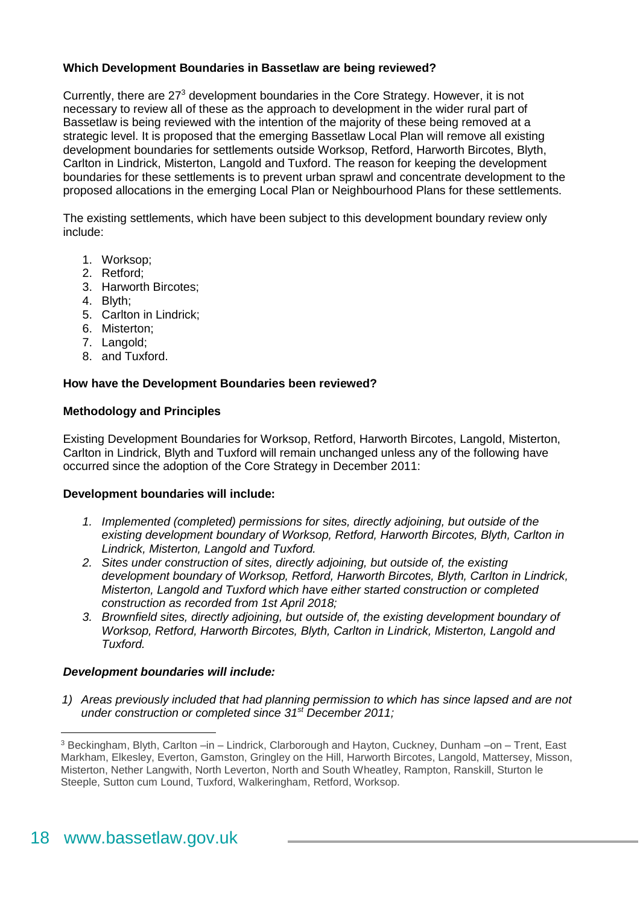**Which Development Boundaries in Bassetlaw are being reviewed?**

Currently, there are 27[3] development boundaries in the Core Strategy. However, it is not necessary to review all of these as the approach to development in the wider rural part of Bassetlaw is being reviewed with the intention of the majority of these being removed at a strategic level. It is proposed that the emerging Bassetlaw Local Plan will remove all existing development boundaries for settlements outside Worksop, Retford, Harworth Bircotes, Blyth, Carlton in Lindrick, Misterton, Langold and Tuxford. The reason for keeping the development boundaries for these settlements is to prevent urban sprawl and concentrate development to the proposed allocations in the emerging Local Plan or Neighbourhood Plans for these settlements.

The existing settlements, which have been subject to this development boundary review only include:

1. Worksop;
2. Retford;
3. Harworth Bircotes;
4. Blyth;
5. Carlton in Lindrick;
6. Misterton;
7. Langold;
8. and Tuxford.

**How have the Development Boundaries been reviewed?**

**Methodology and Principles**

Existing Development Boundaries for Worksop, Retford, Harworth Bircotes, Langold, Misterton, Carlton in Lindrick, Blyth and Tuxford will remain unchanged unless any of the following have occurred since the adoption of the Core Strategy in December 2011:

**Development boundaries will include:**

1. *Implemented (completed) permissions for sites, directly adjoining, but outside of the existing development boundary of Worksop, Retford, Harworth Bircotes, Blyth, Carlton in Lindrick, Misterton, Langold and Tuxford.*
2. *Sites under construction of sites, directly adjoining, but outside of, the existing development boundary of Worksop, Retford, Harworth Bircotes, Blyth, Carlton in Lindrick, Misterton, Langold and Tuxford which have either started construction or completed construction as recorded from 1st April 2018;*
3. *Brownfield sites, directly adjoining, but outside of, the existing development boundary of Worksop, Retford, Harworth Bircotes, Blyth, Carlton in Lindrick, Misterton, Langold and Tuxford.*

***Development boundaries will include:***

1) *Areas previously included that had planning permission to which has since lapsed and are not under construction or completed since 31st December 2011;*

[3] Beckingham, Blyth, Carlton –in – Lindrick, Clarborough and Hayton, Cuckney, Dunham –on – Trent, East Markham, Elkesley, Everton, Gamston, Gringley on the Hill, Harworth Bircotes, Langold, Mattersey, Misson, Misterton, Nether Langwith, North Leverton, North and South Wheatley, Rampton, Ranskill, Sturton le Steeple, Sutton cum Lound, Tuxford, Walkeringham, Retford, Worksop.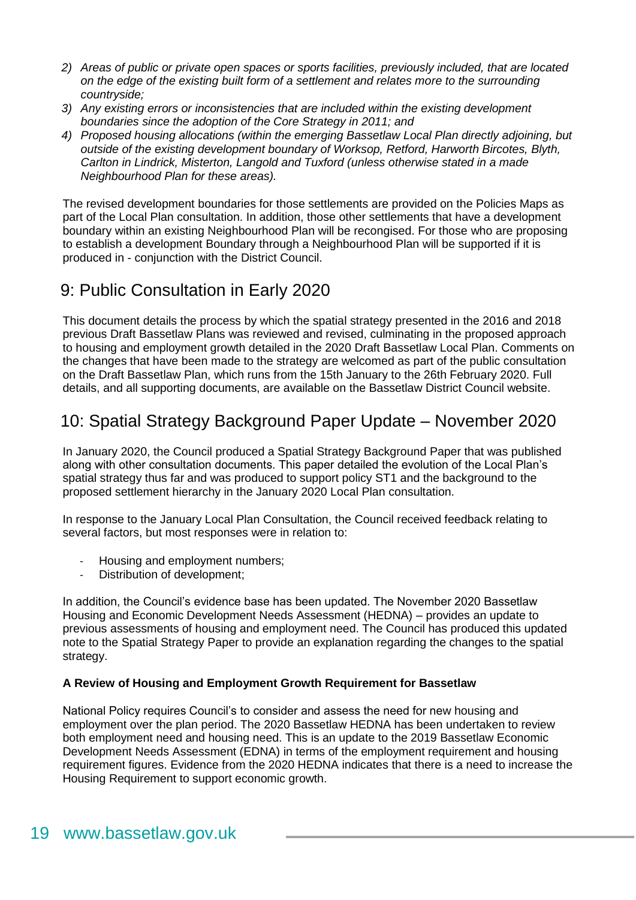2) *Areas of public or private open spaces or sports facilities, previously included, that are located on the edge of the existing built form of a settlement and relates more to the surrounding countryside;*
3) *Any existing errors or inconsistencies that are included within the existing development boundaries since the adoption of the Core Strategy in 2011; and*
4) *Proposed housing allocations (within the emerging Bassetlaw Local Plan directly adjoining, but outside of the existing development boundary of Worksop, Retford, Harworth Bircotes, Blyth, Carlton in Lindrick, Misterton, Langold and Tuxford (unless otherwise stated in a made Neighbourhood Plan for these areas).*

The revised development boundaries for those settlements are provided on the Policies Maps as part of the Local Plan consultation. In addition, those other settlements that have a development boundary within an existing Neighbourhood Plan will be recongised. For those who are proposing to establish a development Boundary through a Neighbourhood Plan will be supported if it is produced in - conjunction with the District Council.

## 9: Public Consultation in Early 2020

This document details the process by which the spatial strategy presented in the 2016 and 2018 previous Draft Bassetlaw Plans was reviewed and revised, culminating in the proposed approach to housing and employment growth detailed in the 2020 Draft Bassetlaw Local Plan. Comments on the changes that have been made to the strategy are welcomed as part of the public consultation on the Draft Bassetlaw Plan, which runs from the 15th January to the 26th February 2020. Full details, and all supporting documents, are available on the Bassetlaw District Council website.

## 10: Spatial Strategy Background Paper Update – November 2020

In January 2020, the Council produced a Spatial Strategy Background Paper that was published along with other consultation documents. This paper detailed the evolution of the Local Plan's spatial strategy thus far and was produced to support policy ST1 and the background to the proposed settlement hierarchy in the January 2020 Local Plan consultation.

In response to the January Local Plan Consultation, the Council received feedback relating to several factors, but most responses were in relation to:

- Housing and employment numbers;
- Distribution of development;

In addition, the Council's evidence base has been updated. The November 2020 Bassetlaw Housing and Economic Development Needs Assessment (HEDNA) – provides an update to previous assessments of housing and employment need. The Council has produced this updated note to the Spatial Strategy Paper to provide an explanation regarding the changes to the spatial strategy.

**A Review of Housing and Employment Growth Requirement for Bassetlaw**

National Policy requires Council's to consider and assess the need for new housing and employment over the plan period. The 2020 Bassetlaw HEDNA has been undertaken to review both employment need and housing need. This is an update to the 2019 Bassetlaw Economic Development Needs Assessment (EDNA) in terms of the employment requirement and housing requirement figures. Evidence from the 2020 HEDNA indicates that there is a need to increase the Housing Requirement to support economic growth.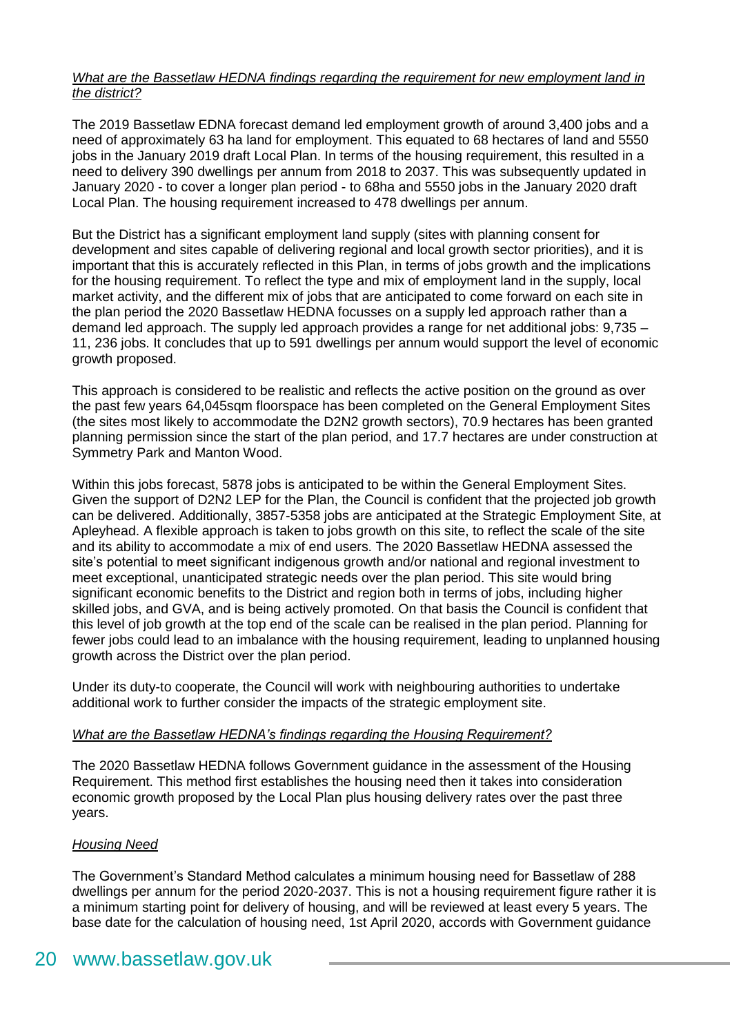*What are the Bassetlaw HEDNA findings regarding the requirement for new employment land in the district?*

The 2019 Bassetlaw EDNA forecast demand led employment growth of around 3,400 jobs and a need of approximately 63 ha land for employment. This equated to 68 hectares of land and 5550 jobs in the January 2019 draft Local Plan. In terms of the housing requirement, this resulted in a need to delivery 390 dwellings per annum from 2018 to 2037. This was subsequently updated in January 2020 - to cover a longer plan period - to 68ha and 5550 jobs in the January 2020 draft Local Plan. The housing requirement increased to 478 dwellings per annum.

But the District has a significant employment land supply (sites with planning consent for development and sites capable of delivering regional and local growth sector priorities), and it is important that this is accurately reflected in this Plan, in terms of jobs growth and the implications for the housing requirement. To reflect the type and mix of employment land in the supply, local market activity, and the different mix of jobs that are anticipated to come forward on each site in the plan period the 2020 Bassetlaw HEDNA focusses on a supply led approach rather than a demand led approach. The supply led approach provides a range for net additional jobs: 9,735 – 11, 236 jobs. It concludes that up to 591 dwellings per annum would support the level of economic growth proposed.

This approach is considered to be realistic and reflects the active position on the ground as over the past few years 64,045sqm floorspace has been completed on the General Employment Sites (the sites most likely to accommodate the D2N2 growth sectors), 70.9 hectares has been granted planning permission since the start of the plan period, and 17.7 hectares are under construction at Symmetry Park and Manton Wood.

Within this jobs forecast, 5878 jobs is anticipated to be within the General Employment Sites. Given the support of D2N2 LEP for the Plan, the Council is confident that the projected job growth can be delivered. Additionally, 3857-5358 jobs are anticipated at the Strategic Employment Site, at Apleyhead. A flexible approach is taken to jobs growth on this site, to reflect the scale of the site and its ability to accommodate a mix of end users. The 2020 Bassetlaw HEDNA assessed the site's potential to meet significant indigenous growth and/or national and regional investment to meet exceptional, unanticipated strategic needs over the plan period. This site would bring significant economic benefits to the District and region both in terms of jobs, including higher skilled jobs, and GVA, and is being actively promoted. On that basis the Council is confident that this level of job growth at the top end of the scale can be realised in the plan period. Planning for fewer jobs could lead to an imbalance with the housing requirement, leading to unplanned housing growth across the District over the plan period.

Under its duty-to cooperate, the Council will work with neighbouring authorities to undertake additional work to further consider the impacts of the strategic employment site.

*What are the Bassetlaw HEDNA's findings regarding the Housing Requirement?*

The 2020 Bassetlaw HEDNA follows Government guidance in the assessment of the Housing Requirement. This method first establishes the housing need then it takes into consideration economic growth proposed by the Local Plan plus housing delivery rates over the past three years.

*Housing Need*

The Government's Standard Method calculates a minimum housing need for Bassetlaw of 288 dwellings per annum for the period 2020-2037. This is not a housing requirement figure rather it is a minimum starting point for delivery of housing, and will be reviewed at least every 5 years. The base date for the calculation of housing need, 1st April 2020, accords with Government guidance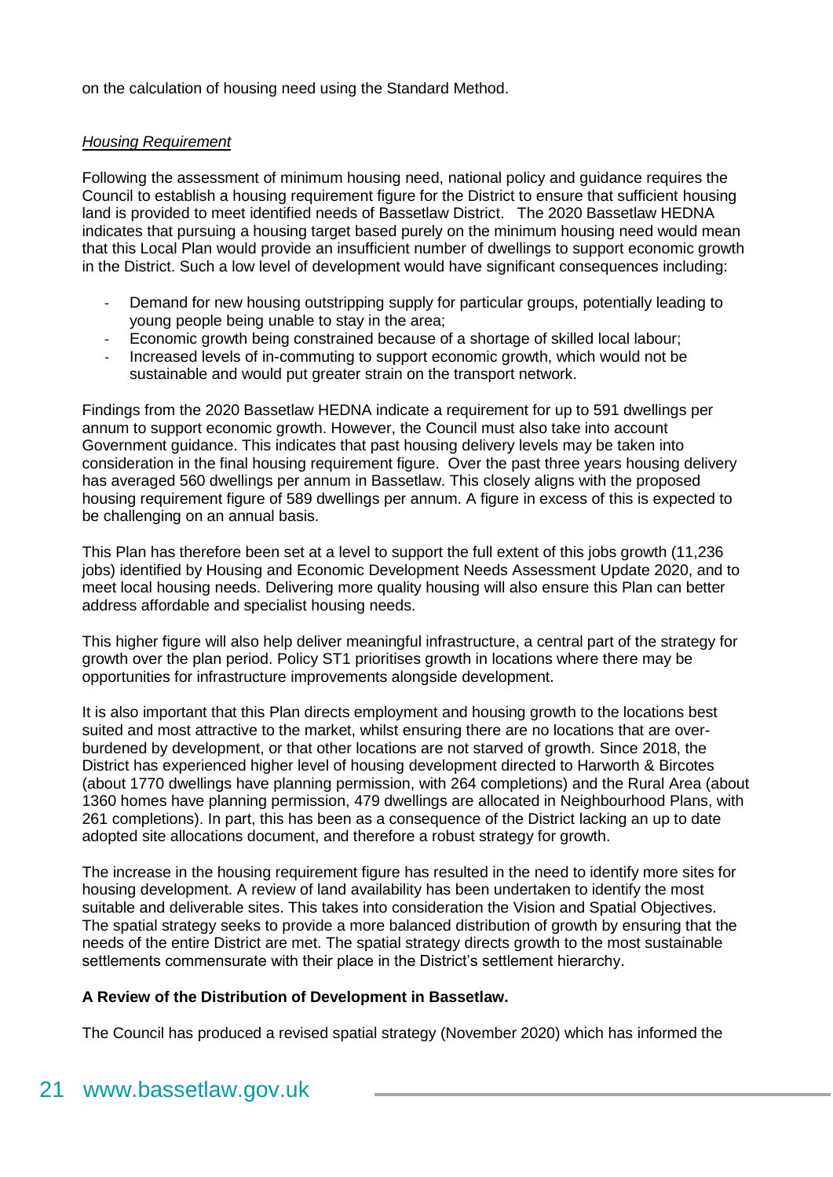on the calculation of housing need using the Standard Method.

*Housing Requirement*

Following the assessment of minimum housing need, national policy and guidance requires the Council to establish a housing requirement figure for the District to ensure that sufficient housing land is provided to meet identified needs of Bassetlaw District. The 2020 Bassetlaw HEDNA indicates that pursuing a housing target based purely on the minimum housing need would mean that this Local Plan would provide an insufficient number of dwellings to support economic growth in the District. Such a low level of development would have significant consequences including:

- Demand for new housing outstripping supply for particular groups, potentially leading to young people being unable to stay in the area;
- Economic growth being constrained because of a shortage of skilled local labour;
- Increased levels of in-commuting to support economic growth, which would not be sustainable and would put greater strain on the transport network.

Findings from the 2020 Bassetlaw HEDNA indicate a requirement for up to 591 dwellings per annum to support economic growth. However, the Council must also take into account Government guidance. This indicates that past housing delivery levels may be taken into consideration in the final housing requirement figure. Over the past three years housing delivery has averaged 560 dwellings per annum in Bassetlaw. This closely aligns with the proposed housing requirement figure of 589 dwellings per annum. A figure in excess of this is expected to be challenging on an annual basis.

This Plan has therefore been set at a level to support the full extent of this jobs growth (11,236 jobs) identified by Housing and Economic Development Needs Assessment Update 2020, and to meet local housing needs. Delivering more quality housing will also ensure this Plan can better address affordable and specialist housing needs.

This higher figure will also help deliver meaningful infrastructure, a central part of the strategy for growth over the plan period. Policy ST1 prioritises growth in locations where there may be opportunities for infrastructure improvements alongside development.

It is also important that this Plan directs employment and housing growth to the locations best suited and most attractive to the market, whilst ensuring there are no locations that are over-burdened by development, or that other locations are not starved of growth. Since 2018, the District has experienced higher level of housing development directed to Harworth & Bircotes (about 1770 dwellings have planning permission, with 264 completions) and the Rural Area (about 1360 homes have planning permission, 479 dwellings are allocated in Neighbourhood Plans, with 261 completions). In part, this has been as a consequence of the District lacking an up to date adopted site allocations document, and therefore a robust strategy for growth.

The increase in the housing requirement figure has resulted in the need to identify more sites for housing development. A review of land availability has been undertaken to identify the most suitable and deliverable sites. This takes into consideration the Vision and Spatial Objectives. The spatial strategy seeks to provide a more balanced distribution of growth by ensuring that the needs of the entire District are met. The spatial strategy directs growth to the most sustainable settlements commensurate with their place in the District's settlement hierarchy.

**A Review of the Distribution of Development in Bassetlaw.**

The Council has produced a revised spatial strategy (November 2020) which has informed the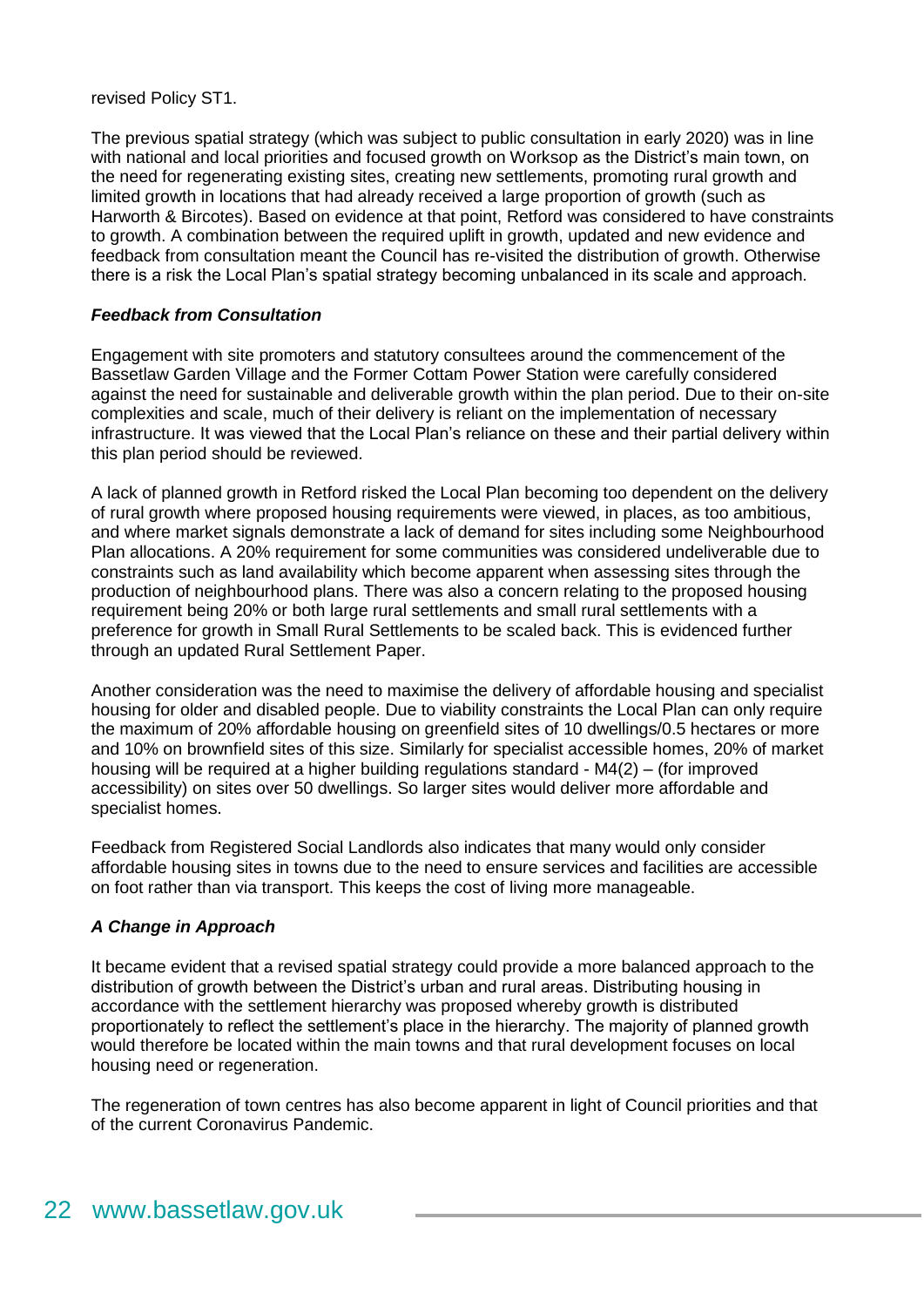revised Policy ST1.

The previous spatial strategy (which was subject to public consultation in early 2020) was in line with national and local priorities and focused growth on Worksop as the District's main town, on the need for regenerating existing sites, creating new settlements, promoting rural growth and limited growth in locations that had already received a large proportion of growth (such as Harworth & Bircotes). Based on evidence at that point, Retford was considered to have constraints to growth. A combination between the required uplift in growth, updated and new evidence and feedback from consultation meant the Council has re-visited the distribution of growth. Otherwise there is a risk the Local Plan's spatial strategy becoming unbalanced in its scale and approach.

***Feedback from Consultation***

Engagement with site promoters and statutory consultees around the commencement of the Bassetlaw Garden Village and the Former Cottam Power Station were carefully considered against the need for sustainable and deliverable growth within the plan period. Due to their on-site complexities and scale, much of their delivery is reliant on the implementation of necessary infrastructure. It was viewed that the Local Plan's reliance on these and their partial delivery within this plan period should be reviewed.

A lack of planned growth in Retford risked the Local Plan becoming too dependent on the delivery of rural growth where proposed housing requirements were viewed, in places, as too ambitious, and where market signals demonstrate a lack of demand for sites including some Neighbourhood Plan allocations. A 20% requirement for some communities was considered undeliverable due to constraints such as land availability which become apparent when assessing sites through the production of neighbourhood plans. There was also a concern relating to the proposed housing requirement being 20% or both large rural settlements and small rural settlements with a preference for growth in Small Rural Settlements to be scaled back. This is evidenced further through an updated Rural Settlement Paper.

Another consideration was the need to maximise the delivery of affordable housing and specialist housing for older and disabled people. Due to viability constraints the Local Plan can only require the maximum of 20% affordable housing on greenfield sites of 10 dwellings/0.5 hectares or more and 10% on brownfield sites of this size. Similarly for specialist accessible homes, 20% of market housing will be required at a higher building regulations standard - M4(2) – (for improved accessibility) on sites over 50 dwellings. So larger sites would deliver more affordable and specialist homes.

Feedback from Registered Social Landlords also indicates that many would only consider affordable housing sites in towns due to the need to ensure services and facilities are accessible on foot rather than via transport. This keeps the cost of living more manageable.

***A Change in Approach***

It became evident that a revised spatial strategy could provide a more balanced approach to the distribution of growth between the District's urban and rural areas. Distributing housing in accordance with the settlement hierarchy was proposed whereby growth is distributed proportionately to reflect the settlement's place in the hierarchy. The majority of planned growth would therefore be located within the main towns and that rural development focuses on local housing need or regeneration.

The regeneration of town centres has also become apparent in light of Council priorities and that of the current Coronavirus Pandemic.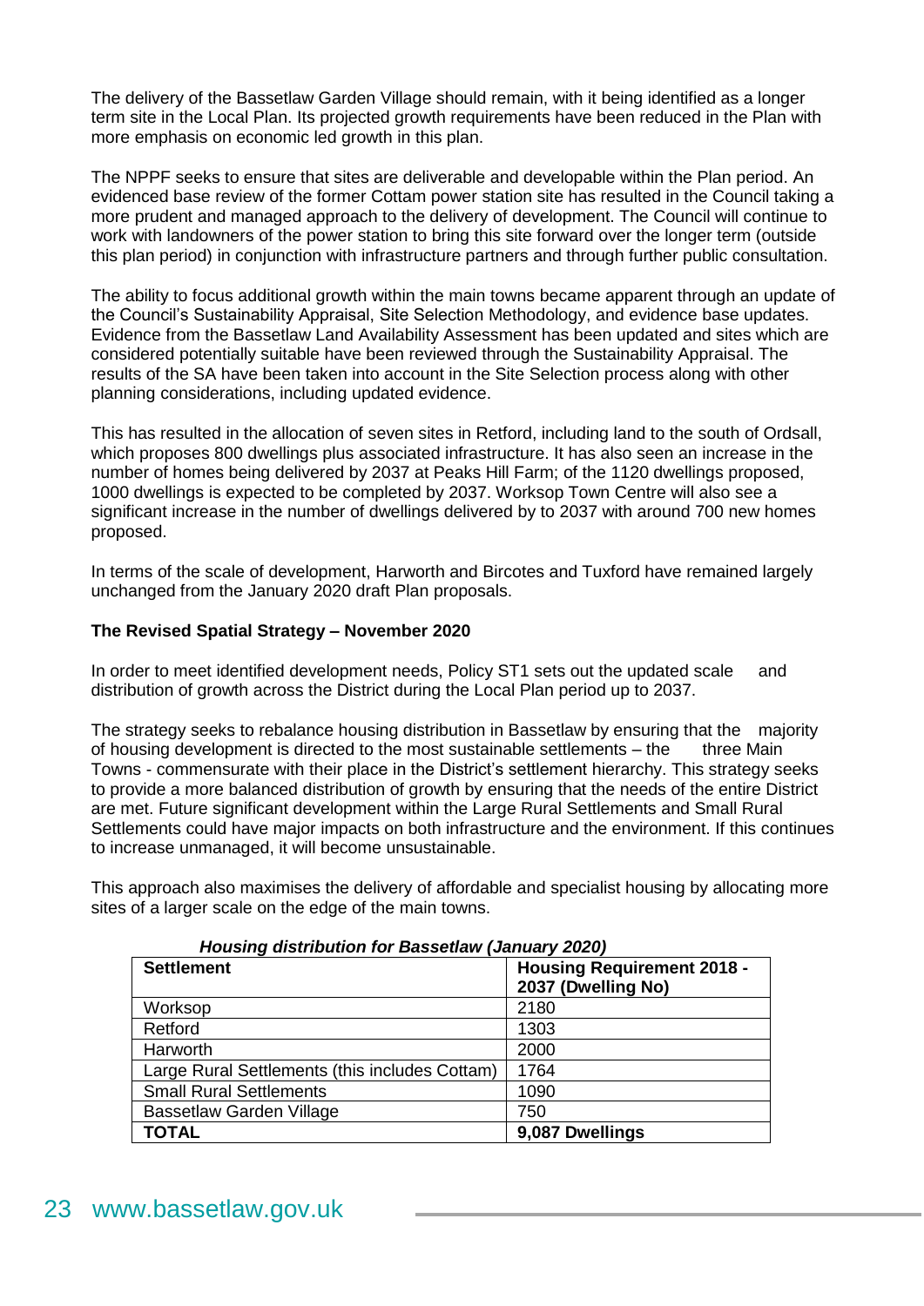The delivery of the Bassetlaw Garden Village should remain, with it being identified as a longer term site in the Local Plan. Its projected growth requirements have been reduced in the Plan with more emphasis on economic led growth in this plan.

The NPPF seeks to ensure that sites are deliverable and developable within the Plan period. An evidenced base review of the former Cottam power station site has resulted in the Council taking a more prudent and managed approach to the delivery of development. The Council will continue to work with landowners of the power station to bring this site forward over the longer term (outside this plan period) in conjunction with infrastructure partners and through further public consultation.

The ability to focus additional growth within the main towns became apparent through an update of the Council's Sustainability Appraisal, Site Selection Methodology, and evidence base updates. Evidence from the Bassetlaw Land Availability Assessment has been updated and sites which are considered potentially suitable have been reviewed through the Sustainability Appraisal. The results of the SA have been taken into account in the Site Selection process along with other planning considerations, including updated evidence.

This has resulted in the allocation of seven sites in Retford, including land to the south of Ordsall, which proposes 800 dwellings plus associated infrastructure. It has also seen an increase in the number of homes being delivered by 2037 at Peaks Hill Farm; of the 1120 dwellings proposed, 1000 dwellings is expected to be completed by 2037. Worksop Town Centre will also see a significant increase in the number of dwellings delivered by to 2037 with around 700 new homes proposed.

In terms of the scale of development, Harworth and Bircotes and Tuxford have remained largely unchanged from the January 2020 draft Plan proposals.

**The Revised Spatial Strategy – November 2020**

In order to meet identified development needs, Policy ST1 sets out the updated scale and distribution of growth across the District during the Local Plan period up to 2037.

The strategy seeks to rebalance housing distribution in Bassetlaw by ensuring that the majority of housing development is directed to the most sustainable settlements – the three Main Towns - commensurate with their place in the District's settlement hierarchy. This strategy seeks to provide a more balanced distribution of growth by ensuring that the needs of the entire District are met. Future significant development within the Large Rural Settlements and Small Rural Settlements could have major impacts on both infrastructure and the environment. If this continues to increase unmanaged, it will become unsustainable.

This approach also maximises the delivery of affordable and specialist housing by allocating more sites of a larger scale on the edge of the main towns.

***Housing distribution for Bassetlaw (January 2020)***

| Settlement | Housing Requirement 2018 - 2037 (Dwelling No) |
| --- | --- |
| Worksop | 2180 |
| Retford | 1303 |
| Harworth | 2000 |
| Large Rural Settlements (this includes Cottam) | 1764 |
| Small Rural Settlements | 1090 |
| Bassetlaw Garden Village | 750 |
| **TOTAL** | **9,087 Dwellings** |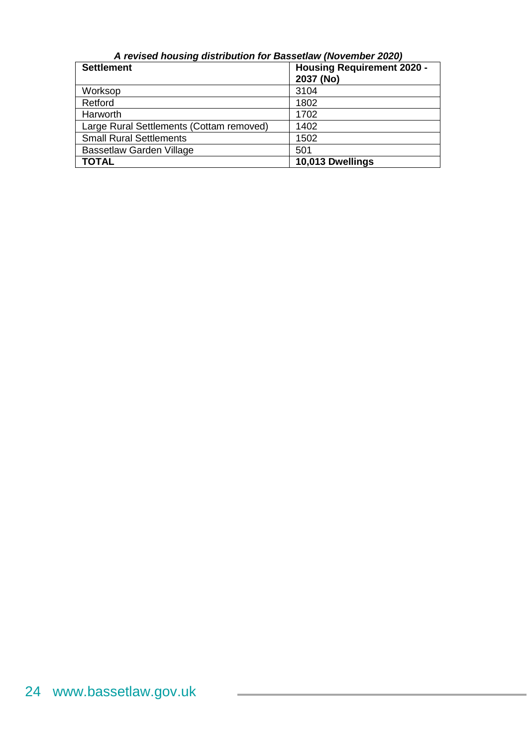*A revised housing distribution for Bassetlaw (November 2020)*

| Settlement | Housing Requirement 2020 - 2037 (No) |
| --- | --- |
| Worksop | 3104 |
| Retford | 1802 |
| Harworth | 1702 |
| Large Rural Settlements (Cottam removed) | 1402 |
| Small Rural Settlements | 1502 |
| Bassetlaw Garden Village | 501 |
| **TOTAL** | **10,013 Dwellings** |